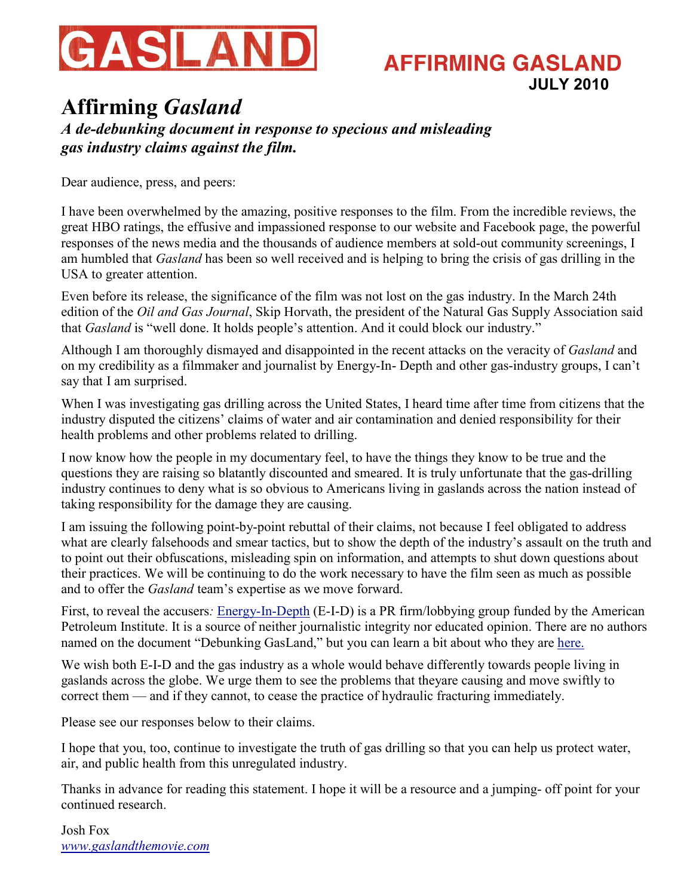# GASLAND

## AFFIRMING GASLAND
**JULY 2010**

# Affirming *Gasland*

***A de-debunking document in response to specious and misleading gas industry claims against the film.***

Dear audience, press, and peers:

I have been overwhelmed by the amazing, positive responses to the film. From the incredible reviews, the great HBO ratings, the effusive and impassioned response to our website and Facebook page, the powerful responses of the news media and the thousands of audience members at sold-out community screenings, I am humbled that *Gasland* has been so well received and is helping to bring the crisis of gas drilling in the USA to greater attention.

Even before its release, the significance of the film was not lost on the gas industry. In the March 24th edition of the *Oil and Gas Journal*, Skip Horvath, the president of the Natural Gas Supply Association said that *Gasland* is "well done. It holds people's attention. And it could block our industry."

Although I am thoroughly dismayed and disappointed in the recent attacks on the veracity of *Gasland* and on my credibility as a filmmaker and journalist by Energy-In- Depth and other gas-industry groups, I can't say that I am surprised.

When I was investigating gas drilling across the United States, I heard time after time from citizens that the industry disputed the citizens' claims of water and air contamination and denied responsibility for their health problems and other problems related to drilling.

I now know how the people in my documentary feel, to have the things they know to be true and the questions they are raising so blatantly discounted and smeared. It is truly unfortunate that the gas-drilling industry continues to deny what is so obvious to Americans living in gaslands across the nation instead of taking responsibility for the damage they are causing.

I am issuing the following point-by-point rebuttal of their claims, not because I feel obligated to address what are clearly falsehoods and smear tactics, but to show the depth of the industry's assault on the truth and to point out their obfuscations, misleading spin on information, and attempts to shut down questions about their practices. We will be continuing to do the work necessary to have the film seen as much as possible and to offer the *Gasland* team's expertise as we move forward.

First, to reveal the accusers*:* Energy-In-Depth (E-I-D) is a PR firm/lobbying group funded by the American Petroleum Institute. It is a source of neither journalistic integrity nor educated opinion. There are no authors named on the document "Debunking GasLand," but you can learn a bit about who they are here.

We wish both E-I-D and the gas industry as a whole would behave differently towards people living in gaslands across the globe. We urge them to see the problems that theyare causing and move swiftly to correct them — and if they cannot, to cease the practice of hydraulic fracturing immediately.

Please see our responses below to their claims.

I hope that you, too, continue to investigate the truth of gas drilling so that you can help us protect water, air, and public health from this unregulated industry.

Thanks in advance for reading this statement. I hope it will be a resource and a jumping- off point for your continued research.

Josh Fox
*www.gaslandthemovie.com*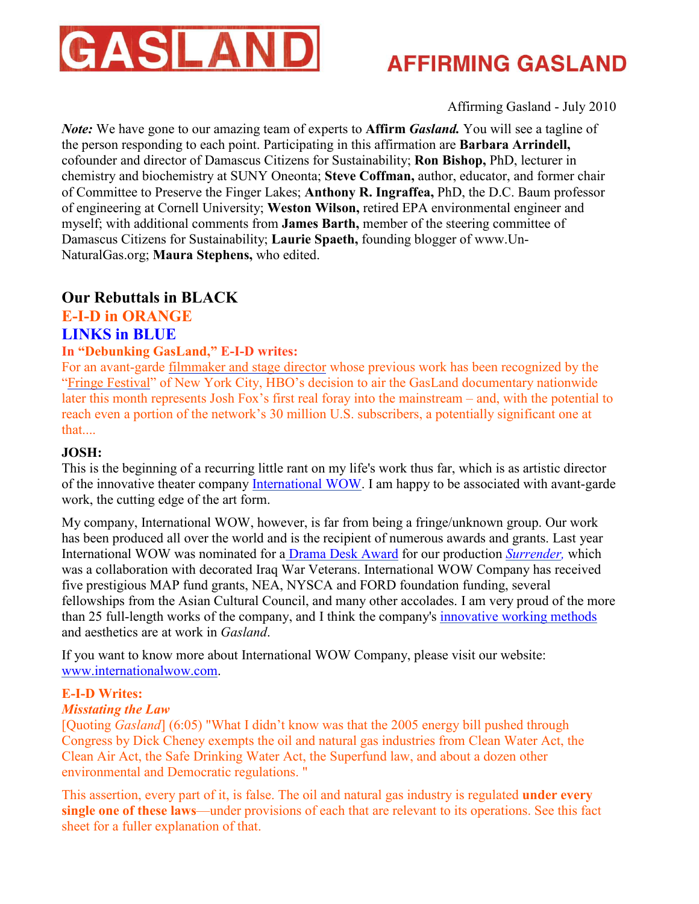# GASLAND

# AFFIRMING GASLAND

Affirming Gasland - July 2010

*Note:* We have gone to our amazing team of experts to **Affirm *Gasland*.** You will see a tagline of the person responding to each point. Participating in this affirmation are **Barbara Arrindell,** cofounder and director of Damascus Citizens for Sustainability; **Ron Bishop,** PhD, lecturer in chemistry and biochemistry at SUNY Oneonta; **Steve Coffman,** author, educator, and former chair of Committee to Preserve the Finger Lakes; **Anthony R. Ingraffea,** PhD, the D.C. Baum professor of engineering at Cornell University; **Weston Wilson,** retired EPA environmental engineer and myself; with additional comments from **James Barth,** member of the steering committee of Damascus Citizens for Sustainability; **Laurie Spaeth,** founding blogger of www.Un-NaturalGas.org; **Maura Stephens,** who edited.

## Our Rebuttals in BLACK

## E-I-D in ORANGE

## LINKS in BLUE

### In "Debunking GasLand," E-I-D writes:

For an avant-garde filmmaker and stage director whose previous work has been recognized by the "Fringe Festival" of New York City, HBO's decision to air the GasLand documentary nationwide later this month represents Josh Fox's first real foray into the mainstream – and, with the potential to reach even a portion of the network's 30 million U.S. subscribers, a potentially significant one at that....

### JOSH:

This is the beginning of a recurring little rant on my life's work thus far, which is as artistic director of the innovative theater company International WOW. I am happy to be associated with avant-garde work, the cutting edge of the art form.

My company, International WOW, however, is far from being a fringe/unknown group. Our work has been produced all over the world and is the recipient of numerous awards and grants. Last year International WOW was nominated for a Drama Desk Award for our production *Surrender,* which was a collaboration with decorated Iraq War Veterans. International WOW Company has received five prestigious MAP fund grants, NEA, NYSCA and FORD foundation funding, several fellowships from the Asian Cultural Council, and many other accolades. I am very proud of the more than 25 full-length works of the company, and I think the company's innovative working methods and aesthetics are at work in *Gasland*.

If you want to know more about International WOW Company, please visit our website: www.internationalwow.com.

### E-I-D Writes:

***Misstating the Law***

[Quoting *Gasland*] (6:05) "What I didn't know was that the 2005 energy bill pushed through Congress by Dick Cheney exempts the oil and natural gas industries from Clean Water Act, the Clean Air Act, the Safe Drinking Water Act, the Superfund law, and about a dozen other environmental and Democratic regulations. "

This assertion, every part of it, is false. The oil and natural gas industry is regulated **under every single one of these laws**—under provisions of each that are relevant to its operations. See this fact sheet for a fuller explanation of that.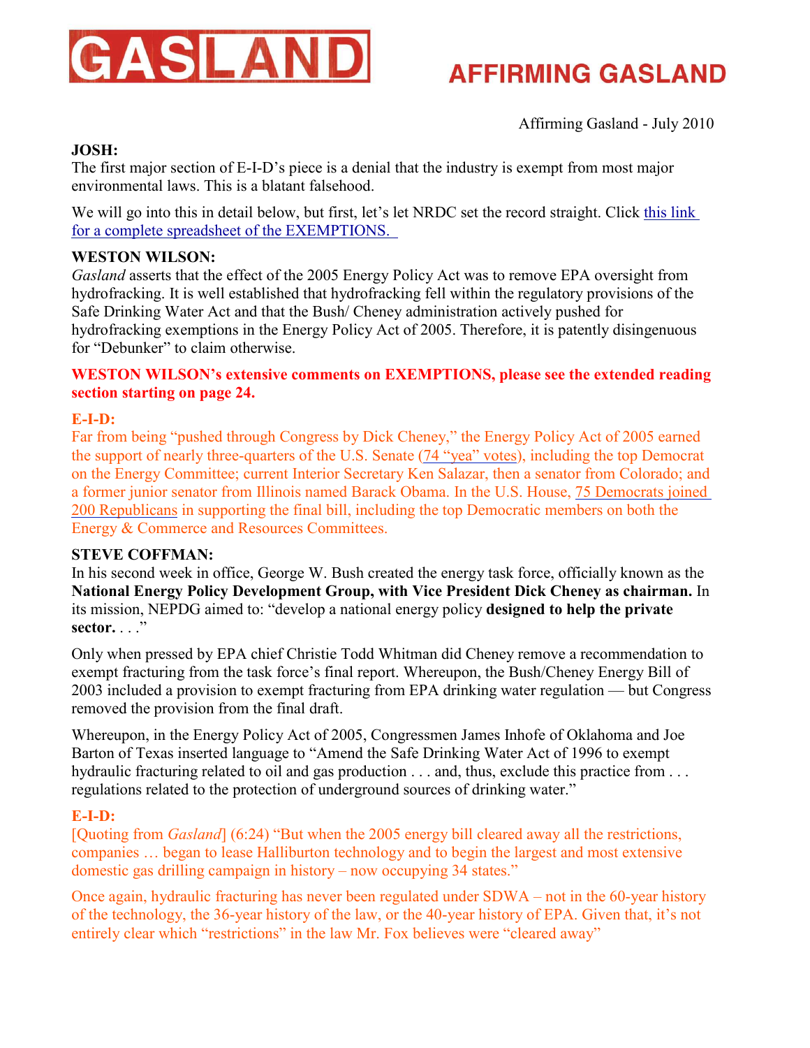# GASLAND

## AFFIRMING GASLAND

Affirming Gasland - July 2010

**JOSH:**
The first major section of E-I-D's piece is a denial that the industry is exempt from most major environmental laws. This is a blatant falsehood.

We will go into this in detail below, but first, let's let NRDC set the record straight. Click this link for a complete spreadsheet of the EXEMPTIONS.

**WESTON WILSON:**
*Gasland* asserts that the effect of the 2005 Energy Policy Act was to remove EPA oversight from hydrofracking. It is well established that hydrofracking fell within the regulatory provisions of the Safe Drinking Water Act and that the Bush/ Cheney administration actively pushed for hydrofracking exemptions in the Energy Policy Act of 2005. Therefore, it is patently disingenuous for "Debunker" to claim otherwise.

**WESTON WILSON's extensive comments on EXEMPTIONS, please see the extended reading section starting on page 24.**

**E-I-D:**
Far from being "pushed through Congress by Dick Cheney," the Energy Policy Act of 2005 earned the support of nearly three-quarters of the U.S. Senate (74 "yea" votes), including the top Democrat on the Energy Committee; current Interior Secretary Ken Salazar, then a senator from Colorado; and a former junior senator from Illinois named Barack Obama. In the U.S. House, 75 Democrats joined 200 Republicans in supporting the final bill, including the top Democratic members on both the Energy & Commerce and Resources Committees.

**STEVE COFFMAN:**
In his second week in office, George W. Bush created the energy task force, officially known as the **National Energy Policy Development Group, with Vice President Dick Cheney as chairman.** In its mission, NEPDG aimed to: "develop a national energy policy **designed to help the private sector.** . . ."

Only when pressed by EPA chief Christie Todd Whitman did Cheney remove a recommendation to exempt fracturing from the task force's final report. Whereupon, the Bush/Cheney Energy Bill of 2003 included a provision to exempt fracturing from EPA drinking water regulation — but Congress removed the provision from the final draft.

Whereupon, in the Energy Policy Act of 2005, Congressmen James Inhofe of Oklahoma and Joe Barton of Texas inserted language to "Amend the Safe Drinking Water Act of 1996 to exempt hydraulic fracturing related to oil and gas production . . . and, thus, exclude this practice from . . . regulations related to the protection of underground sources of drinking water."

**E-I-D:**
[Quoting from *Gasland*] (6:24) "But when the 2005 energy bill cleared away all the restrictions, companies … began to lease Halliburton technology and to begin the largest and most extensive domestic gas drilling campaign in history – now occupying 34 states."

Once again, hydraulic fracturing has never been regulated under SDWA – not in the 60-year history of the technology, the 36-year history of the law, or the 40-year history of EPA. Given that, it's not entirely clear which "restrictions" in the law Mr. Fox believes were "cleared away"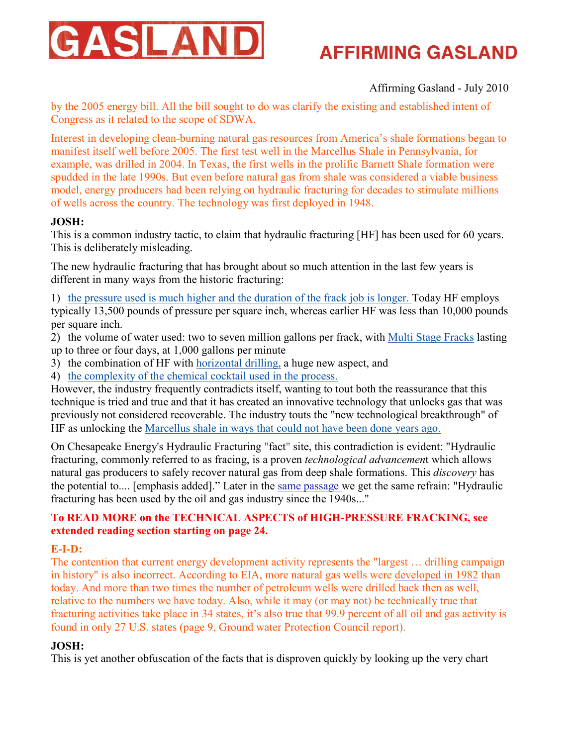by the 2005 energy bill. All the bill sought to do was clarify the existing and established intent of Congress as it related to the scope of SDWA.

Interest in developing clean-burning natural gas resources from America's shale formations began to manifest itself well before 2005. The first test well in the Marcellus Shale in Pennsylvania, for example, was drilled in 2004. In Texas, the first wells in the prolific Barnett Shale formation were spudded in the late 1990s. But even before natural gas from shale was considered a viable business model, energy producers had been relying on hydraulic fracturing for decades to stimulate millions of wells across the country. The technology was first deployed in 1948.

**JOSH:**
This is a common industry tactic, to claim that hydraulic fracturing [HF] has been used for 60 years. This is deliberately misleading.

The new hydraulic fracturing that has brought about so much attention in the last few years is different in many ways from the historic fracturing:

1) the pressure used is much higher and the duration of the frack job is longer. Today HF employs typically 13,500 pounds of pressure per square inch, whereas earlier HF was less than 10,000 pounds per square inch.
2) the volume of water used: two to seven million gallons per frack, with Multi Stage Fracks lasting up to three or four days, at 1,000 gallons per minute
3) the combination of HF with horizontal drilling, a huge new aspect, and
4) the complexity of the chemical cocktail used in the process.

However, the industry frequently contradicts itself, wanting to tout both the reassurance that this technique is tried and true and that it has created an innovative technology that unlocks gas that was previously not considered recoverable. The industry touts the "new technological breakthrough" of HF as unlocking the Marcellus shale in ways that could not have been done years ago.

On Chesapeake Energy's Hydraulic Fracturing "fact" site, this contradiction is evident: "Hydraulic fracturing, commonly referred to as fracing, is a proven *technological advancement* which allows natural gas producers to safely recover natural gas from deep shale formations. This *discovery* has the potential to.... [emphasis added]." Later in the same passage we get the same refrain: "Hydraulic fracturing has been used by the oil and gas industry since the 1940s..."

**To READ MORE on the TECHNICAL ASPECTS of HIGH-PRESSURE FRACKING, see extended reading section starting on page 24.**

**E-I-D:**
The contention that current energy development activity represents the "largest … drilling campaign in history" is also incorrect. According to EIA, more natural gas wells were developed in 1982 than today. And more than two times the number of petroleum wells were drilled back then as well, relative to the numbers we have today. Also, while it may (or may not) be technically true that fracturing activities take place in 34 states, it's also true that 99.9 percent of all oil and gas activity is found in only 27 U.S. states (page 9, Ground water Protection Council report).

**JOSH:**
This is yet another obfuscation of the facts that is disproven quickly by looking up the very chart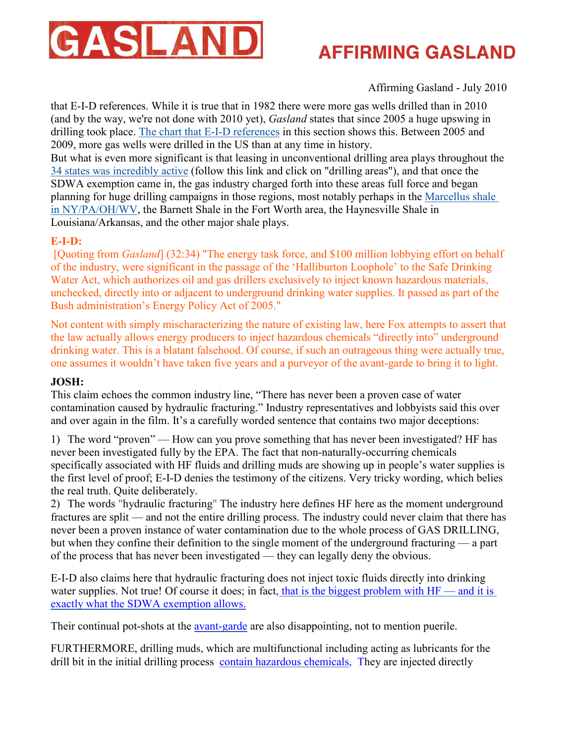that E-I-D references. While it is true that in 1982 there were more gas wells drilled than in 2010 (and by the way, we're not done with 2010 yet), *Gasland* states that since 2005 a huge upswing in drilling took place. The chart that E-I-D references in this section shows this. Between 2005 and 2009, more gas wells were drilled in the US than at any time in history.

But what is even more significant is that leasing in unconventional drilling area plays throughout the 34 states was incredibly active (follow this link and click on "drilling areas"), and that once the SDWA exemption came in, the gas industry charged forth into these areas full force and began planning for huge drilling campaigns in those regions, most notably perhaps in the Marcellus shale in NY/PA/OH/WV, the Barnett Shale in the Fort Worth area, the Haynesville Shale in Louisiana/Arkansas, and the other major shale plays.

**E-I-D:**

[Quoting from *Gasland*] (32:34) "The energy task force, and $100 million lobbying effort on behalf of the industry, were significant in the passage of the 'Halliburton Loophole' to the Safe Drinking Water Act, which authorizes oil and gas drillers exclusively to inject known hazardous materials, unchecked, directly into or adjacent to underground drinking water supplies. It passed as part of the Bush administration's Energy Policy Act of 2005."

Not content with simply mischaracterizing the nature of existing law, here Fox attempts to assert that the law actually allows energy producers to inject hazardous chemicals "directly into" underground drinking water. This is a blatant falsehood. Of course, if such an outrageous thing were actually true, one assumes it wouldn't have taken five years and a purveyor of the avant-garde to bring it to light.

**JOSH:**

This claim echoes the common industry line, "There has never been a proven case of water contamination caused by hydraulic fracturing." Industry representatives and lobbyists said this over and over again in the film. It's a carefully worded sentence that contains two major deceptions:

1) The word "proven" — How can you prove something that has never been investigated? HF has never been investigated fully by the EPA. The fact that non-naturally-occurring chemicals specifically associated with HF fluids and drilling muds are showing up in people's water supplies is the first level of proof; E-I-D denies the testimony of the citizens. Very tricky wording, which belies the real truth. Quite deliberately.
2) The words "hydraulic fracturing" The industry here defines HF here as the moment underground fractures are split — and not the entire drilling process. The industry could never claim that there has never been a proven instance of water contamination due to the whole process of GAS DRILLING, but when they confine their definition to the single moment of the underground fracturing — a part of the process that has never been investigated — they can legally deny the obvious.

E-I-D also claims here that hydraulic fracturing does not inject toxic fluids directly into drinking water supplies. Not true! Of course it does; in fact, that is the biggest problem with HF — and it is exactly what the SDWA exemption allows.

Their continual pot-shots at the avant-garde are also disappointing, not to mention puerile.

FURTHERMORE, drilling muds, which are multifunctional including acting as lubricants for the drill bit in the initial drilling process contain hazardous chemicals, They are injected directly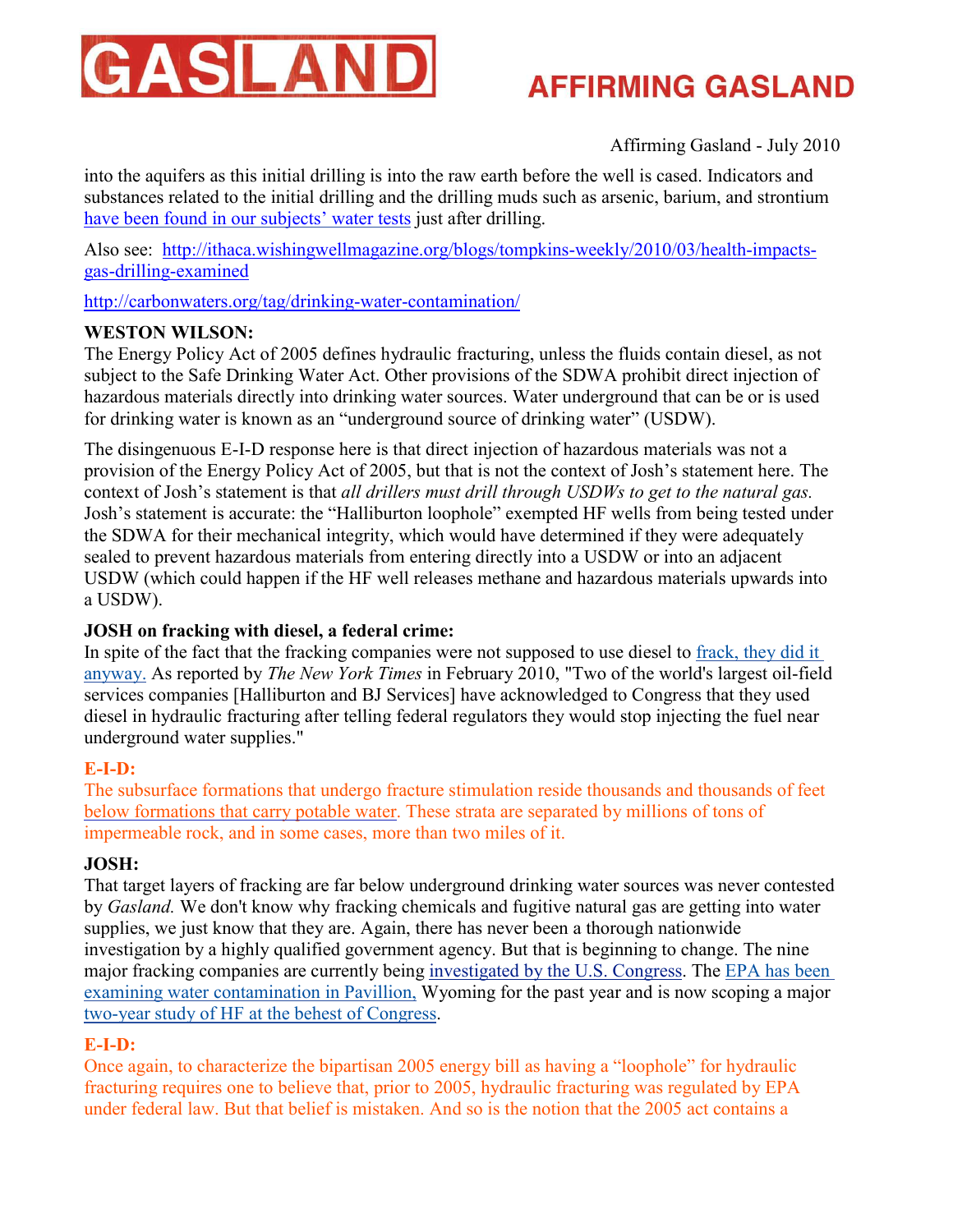into the aquifers as this initial drilling is into the raw earth before the well is cased. Indicators and substances related to the initial drilling and the drilling muds such as arsenic, barium, and strontium have been found in our subjects' water tests just after drilling.

Also see: http://ithaca.wishingwellmagazine.org/blogs/tompkins-weekly/2010/03/health-impacts-gas-drilling-examined

http://carbonwaters.org/tag/drinking-water-contamination/

**WESTON WILSON:**

The Energy Policy Act of 2005 defines hydraulic fracturing, unless the fluids contain diesel, as not subject to the Safe Drinking Water Act. Other provisions of the SDWA prohibit direct injection of hazardous materials directly into drinking water sources. Water underground that can be or is used for drinking water is known as an "underground source of drinking water" (USDW).

The disingenuous E-I-D response here is that direct injection of hazardous materials was not a provision of the Energy Policy Act of 2005, but that is not the context of Josh's statement here. The context of Josh's statement is that *all drillers must drill through USDWs to get to the natural gas.* Josh's statement is accurate: the "Halliburton loophole" exempted HF wells from being tested under the SDWA for their mechanical integrity, which would have determined if they were adequately sealed to prevent hazardous materials from entering directly into a USDW or into an adjacent USDW (which could happen if the HF well releases methane and hazardous materials upwards into a USDW).

**JOSH on fracking with diesel, a federal crime:**

In spite of the fact that the fracking companies were not supposed to use diesel to frack, they did it anyway. As reported by *The New York Times* in February 2010, "Two of the world's largest oil-field services companies [Halliburton and BJ Services] have acknowledged to Congress that they used diesel in hydraulic fracturing after telling federal regulators they would stop injecting the fuel near underground water supplies."

**E-I-D:**

The subsurface formations that undergo fracture stimulation reside thousands and thousands of feet below formations that carry potable water. These strata are separated by millions of tons of impermeable rock, and in some cases, more than two miles of it.

**JOSH:**

That target layers of fracking are far below underground drinking water sources was never contested by *Gasland.* We don't know why fracking chemicals and fugitive natural gas are getting into water supplies, we just know that they are. Again, there has never been a thorough nationwide investigation by a highly qualified government agency. But that is beginning to change. The nine major fracking companies are currently being investigated by the U.S. Congress. The EPA has been examining water contamination in Pavillion, Wyoming for the past year and is now scoping a major two-year study of HF at the behest of Congress.

**E-I-D:**

Once again, to characterize the bipartisan 2005 energy bill as having a "loophole" for hydraulic fracturing requires one to believe that, prior to 2005, hydraulic fracturing was regulated by EPA under federal law. But that belief is mistaken. And so is the notion that the 2005 act contains a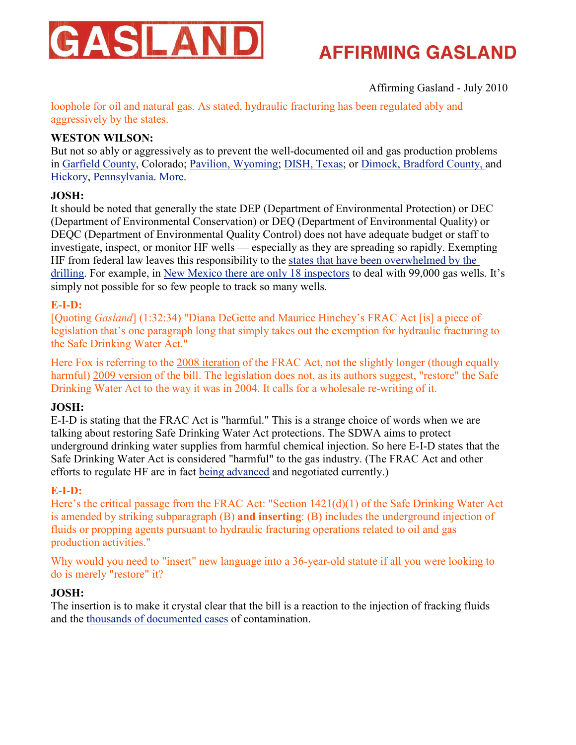loophole for oil and natural gas. As stated, hydraulic fracturing has been regulated ably and aggressively by the states.

**WESTON WILSON:**
But not so ably or aggressively as to prevent the well-documented oil and gas production problems in Garfield County, Colorado; Pavilion, Wyoming; DISH, Texas; or Dimock, Bradford County, and Hickory, Pennsylvania. More.

**JOSH:**
It should be noted that generally the state DEP (Department of Environmental Protection) or DEC (Department of Environmental Conservation) or DEQ (Department of Environmental Quality) or DEQC (Department of Environmental Quality Control) does not have adequate budget or staff to investigate, inspect, or monitor HF wells — especially as they are spreading so rapidly. Exempting HF from federal law leaves this responsibility to the states that have been overwhelmed by the drilling. For example, in New Mexico there are only 18 inspectors to deal with 99,000 gas wells. It's simply not possible for so few people to track so many wells.

**E-I-D:**
[Quoting *Gasland*] (1:32:34) "Diana DeGette and Maurice Hinchey's FRAC Act [is] a piece of legislation that's one paragraph long that simply takes out the exemption for hydraulic fracturing to the Safe Drinking Water Act."

Here Fox is referring to the 2008 iteration of the FRAC Act, not the slightly longer (though equally harmful) 2009 version of the bill. The legislation does not, as its authors suggest, "restore" the Safe Drinking Water Act to the way it was in 2004. It calls for a wholesale re-writing of it.

**JOSH:**
E-I-D is stating that the FRAC Act is "harmful." This is a strange choice of words when we are talking about restoring Safe Drinking Water Act protections. The SDWA aims to protect underground drinking water supplies from harmful chemical injection. So here E-I-D states that the Safe Drinking Water Act is considered "harmful" to the gas industry. (The FRAC Act and other efforts to regulate HF are in fact being advanced and negotiated currently.)

**E-I-D:**
Here's the critical passage from the FRAC Act: "Section 1421(d)(1) of the Safe Drinking Water Act is amended by striking subparagraph (B) **and inserting**: (B) includes the underground injection of fluids or propping agents pursuant to hydraulic fracturing operations related to oil and gas production activities."

Why would you need to "insert" new language into a 36-year-old statute if all you were looking to do is merely "restore" it?

**JOSH:**
The insertion is to make it crystal clear that the bill is a reaction to the injection of fracking fluids and the thousands of documented cases of contamination.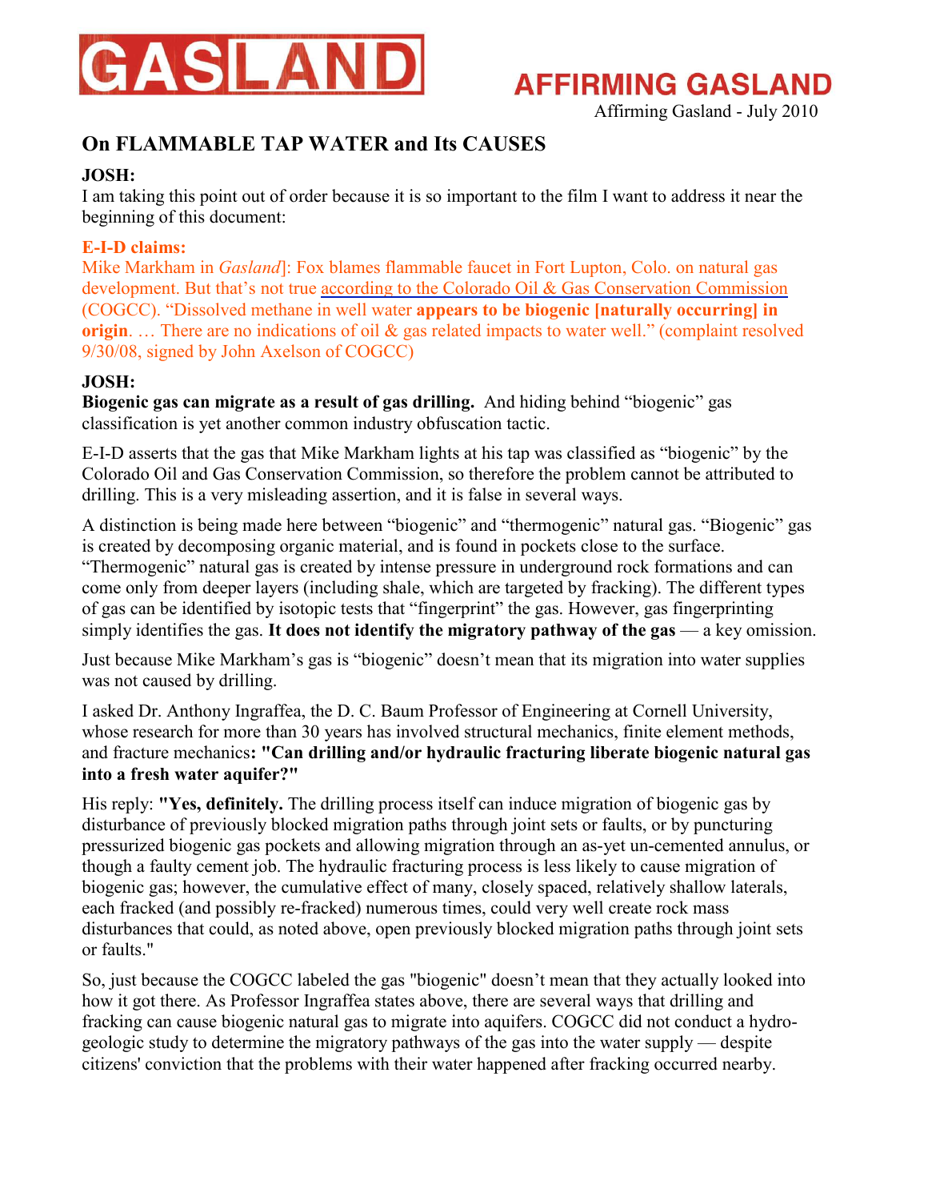GASLAND

# AFFIRMING GASLAND

Affirming Gasland - July 2010

## On FLAMMABLE TAP WATER and Its CAUSES

**JOSH:**

I am taking this point out of order because it is so important to the film I want to address it near the beginning of this document:

**E-I-D claims:**

Mike Markham in *Gasland*]: Fox blames flammable faucet in Fort Lupton, Colo. on natural gas development. But that's not true according to the Colorado Oil & Gas Conservation Commission (COGCC). "Dissolved methane in well water **appears to be biogenic [naturally occurring] in origin**. … There are no indications of oil & gas related impacts to water well." (complaint resolved 9/30/08, signed by John Axelson of COGCC)

**JOSH:**

**Biogenic gas can migrate as a result of gas drilling.** And hiding behind "biogenic" gas classification is yet another common industry obfuscation tactic.

E-I-D asserts that the gas that Mike Markham lights at his tap was classified as "biogenic" by the Colorado Oil and Gas Conservation Commission, so therefore the problem cannot be attributed to drilling. This is a very misleading assertion, and it is false in several ways.

A distinction is being made here between "biogenic" and "thermogenic" natural gas. "Biogenic" gas is created by decomposing organic material, and is found in pockets close to the surface. "Thermogenic" natural gas is created by intense pressure in underground rock formations and can come only from deeper layers (including shale, which are targeted by fracking). The different types of gas can be identified by isotopic tests that "fingerprint" the gas. However, gas fingerprinting simply identifies the gas. **It does not identify the migratory pathway of the gas** — a key omission.

Just because Mike Markham's gas is "biogenic" doesn't mean that its migration into water supplies was not caused by drilling.

I asked Dr. Anthony Ingraffea, the D. C. Baum Professor of Engineering at Cornell University, whose research for more than 30 years has involved structural mechanics, finite element methods, and fracture mechanics**: "Can drilling and/or hydraulic fracturing liberate biogenic natural gas into a fresh water aquifer?"**

His reply: **"Yes, definitely.** The drilling process itself can induce migration of biogenic gas by disturbance of previously blocked migration paths through joint sets or faults, or by puncturing pressurized biogenic gas pockets and allowing migration through an as-yet un-cemented annulus, or though a faulty cement job. The hydraulic fracturing process is less likely to cause migration of biogenic gas; however, the cumulative effect of many, closely spaced, relatively shallow laterals, each fracked (and possibly re-fracked) numerous times, could very well create rock mass disturbances that could, as noted above, open previously blocked migration paths through joint sets or faults."

So, just because the COGCC labeled the gas "biogenic" doesn't mean that they actually looked into how it got there. As Professor Ingraffea states above, there are several ways that drilling and fracking can cause biogenic natural gas to migrate into aquifers. COGCC did not conduct a hydro-geologic study to determine the migratory pathways of the gas into the water supply — despite citizens' conviction that the problems with their water happened after fracking occurred nearby.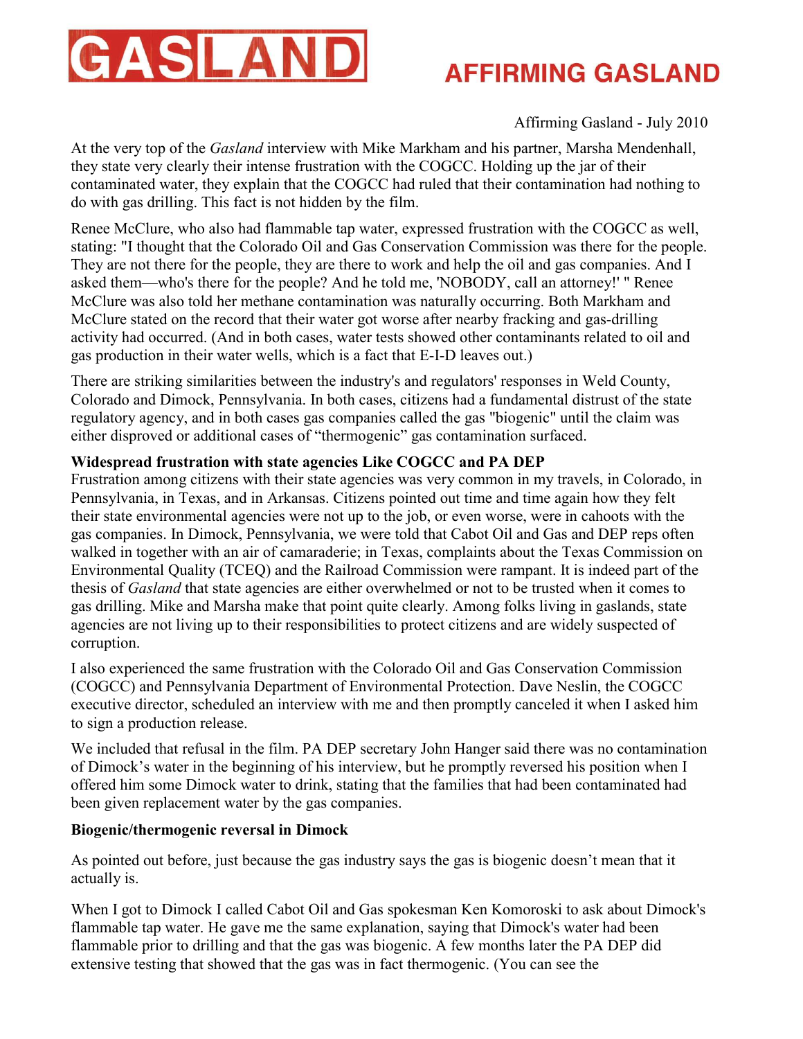Affirming Gasland - July 2010

At the very top of the *Gasland* interview with Mike Markham and his partner, Marsha Mendenhall, they state very clearly their intense frustration with the COGCC. Holding up the jar of their contaminated water, they explain that the COGCC had ruled that their contamination had nothing to do with gas drilling. This fact is not hidden by the film.

Renee McClure, who also had flammable tap water, expressed frustration with the COGCC as well, stating: "I thought that the Colorado Oil and Gas Conservation Commission was there for the people. They are not there for the people, they are there to work and help the oil and gas companies. And I asked them—who's there for the people? And he told me, 'NOBODY, call an attorney!' " Renee McClure was also told her methane contamination was naturally occurring. Both Markham and McClure stated on the record that their water got worse after nearby fracking and gas-drilling activity had occurred. (And in both cases, water tests showed other contaminants related to oil and gas production in their water wells, which is a fact that E-I-D leaves out.)

There are striking similarities between the industry's and regulators' responses in Weld County, Colorado and Dimock, Pennsylvania. In both cases, citizens had a fundamental distrust of the state regulatory agency, and in both cases gas companies called the gas "biogenic" until the claim was either disproved or additional cases of "thermogenic" gas contamination surfaced.

**Widespread frustration with state agencies Like COGCC and PA DEP**

Frustration among citizens with their state agencies was very common in my travels, in Colorado, in Pennsylvania, in Texas, and in Arkansas. Citizens pointed out time and time again how they felt their state environmental agencies were not up to the job, or even worse, were in cahoots with the gas companies. In Dimock, Pennsylvania, we were told that Cabot Oil and Gas and DEP reps often walked in together with an air of camaraderie; in Texas, complaints about the Texas Commission on Environmental Quality (TCEQ) and the Railroad Commission were rampant. It is indeed part of the thesis of *Gasland* that state agencies are either overwhelmed or not to be trusted when it comes to gas drilling. Mike and Marsha make that point quite clearly. Among folks living in gaslands, state agencies are not living up to their responsibilities to protect citizens and are widely suspected of corruption.

I also experienced the same frustration with the Colorado Oil and Gas Conservation Commission (COGCC) and Pennsylvania Department of Environmental Protection. Dave Neslin, the COGCC executive director, scheduled an interview with me and then promptly canceled it when I asked him to sign a production release.

We included that refusal in the film. PA DEP secretary John Hanger said there was no contamination of Dimock's water in the beginning of his interview, but he promptly reversed his position when I offered him some Dimock water to drink, stating that the families that had been contaminated had been given replacement water by the gas companies.

**Biogenic/thermogenic reversal in Dimock**

As pointed out before, just because the gas industry says the gas is biogenic doesn't mean that it actually is.

When I got to Dimock I called Cabot Oil and Gas spokesman Ken Komoroski to ask about Dimock's flammable tap water. He gave me the same explanation, saying that Dimock's water had been flammable prior to drilling and that the gas was biogenic. A few months later the PA DEP did extensive testing that showed that the gas was in fact thermogenic. (You can see the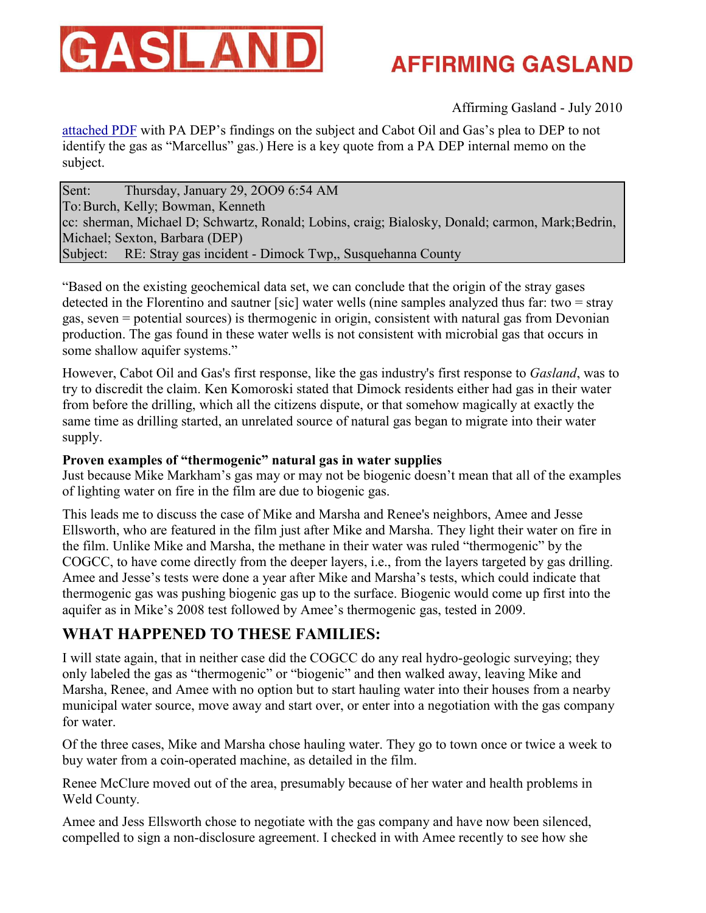attached PDF with PA DEP's findings on the subject and Cabot Oil and Gas's plea to DEP to not identify the gas as "Marcellus" gas.) Here is a key quote from a PA DEP internal memo on the subject.

| Sent: Thursday, January 29, 2OO9 6:54 AM |
|---|
| To: Burch, Kelly; Bowman, Kenneth |
| cc: sherman, Michael D; Schwartz, Ronald; Lobins, craig; Bialosky, Donald; carmon, Mark;Bedrin, Michael; Sexton, Barbara (DEP) |
| Subject: RE: Stray gas incident - Dimock Twp,, Susquehanna County |

"Based on the existing geochemical data set, we can conclude that the origin of the stray gases detected in the Florentino and sautner [sic] water wells (nine samples analyzed thus far: two = stray gas, seven = potential sources) is thermogenic in origin, consistent with natural gas from Devonian production. The gas found in these water wells is not consistent with microbial gas that occurs in some shallow aquifer systems."

However, Cabot Oil and Gas's first response, like the gas industry's first response to *Gasland*, was to try to discredit the claim. Ken Komoroski stated that Dimock residents either had gas in their water from before the drilling, which all the citizens dispute, or that somehow magically at exactly the same time as drilling started, an unrelated source of natural gas began to migrate into their water supply.

**Proven examples of "thermogenic" natural gas in water supplies**

Just because Mike Markham's gas may or may not be biogenic doesn't mean that all of the examples of lighting water on fire in the film are due to biogenic gas.

This leads me to discuss the case of Mike and Marsha and Renee's neighbors, Amee and Jesse Ellsworth, who are featured in the film just after Mike and Marsha. They light their water on fire in the film. Unlike Mike and Marsha, the methane in their water was ruled "thermogenic" by the COGCC, to have come directly from the deeper layers, i.e., from the layers targeted by gas drilling. Amee and Jesse's tests were done a year after Mike and Marsha's tests, which could indicate that thermogenic gas was pushing biogenic gas up to the surface. Biogenic would come up first into the aquifer as in Mike's 2008 test followed by Amee's thermogenic gas, tested in 2009.

## WHAT HAPPENED TO THESE FAMILIES:

I will state again, that in neither case did the COGCC do any real hydro-geologic surveying; they only labeled the gas as "thermogenic" or "biogenic" and then walked away, leaving Mike and Marsha, Renee, and Amee with no option but to start hauling water into their houses from a nearby municipal water source, move away and start over, or enter into a negotiation with the gas company for water.

Of the three cases, Mike and Marsha chose hauling water. They go to town once or twice a week to buy water from a coin-operated machine, as detailed in the film.

Renee McClure moved out of the area, presumably because of her water and health problems in Weld County.

Amee and Jess Ellsworth chose to negotiate with the gas company and have now been silenced, compelled to sign a non-disclosure agreement. I checked in with Amee recently to see how she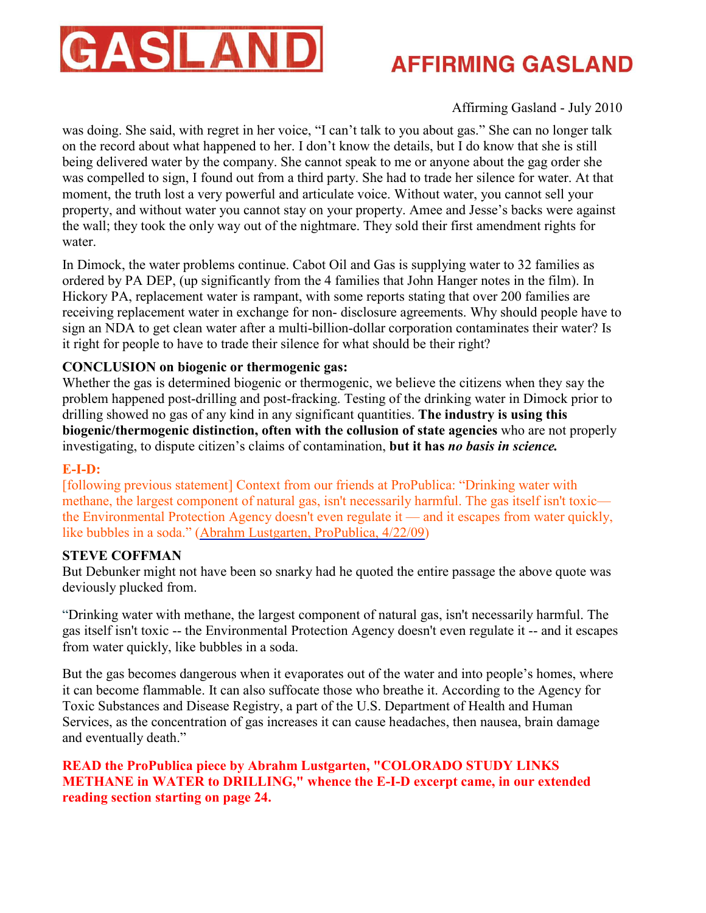was doing. She said, with regret in her voice, “I can’t talk to you about gas.” She can no longer talk on the record about what happened to her. I don’t know the details, but I do know that she is still being delivered water by the company. She cannot speak to me or anyone about the gag order she was compelled to sign, I found out from a third party. She had to trade her silence for water. At that moment, the truth lost a very powerful and articulate voice. Without water, you cannot sell your property, and without water you cannot stay on your property. Amee and Jesse’s backs were against the wall; they took the only way out of the nightmare. They sold their first amendment rights for water.

In Dimock, the water problems continue. Cabot Oil and Gas is supplying water to 32 families as ordered by PA DEP, (up significantly from the 4 families that John Hanger notes in the film). In Hickory PA, replacement water is rampant, with some reports stating that over 200 families are receiving replacement water in exchange for non- disclosure agreements. Why should people have to sign an NDA to get clean water after a multi-billion-dollar corporation contaminates their water? Is it right for people to have to trade their silence for what should be their right?

**CONCLUSION on biogenic or thermogenic gas:**
Whether the gas is determined biogenic or thermogenic, we believe the citizens when they say the problem happened post-drilling and post-fracking. Testing of the drinking water in Dimock prior to drilling showed no gas of any kind in any significant quantities. **The industry is using this biogenic/thermogenic distinction, often with the collusion of state agencies** who are not properly investigating, to dispute citizen’s claims of contamination, **but it has *no basis in science.***

**E-I-D:**
[following previous statement] Context from our friends at ProPublica: “Drinking water with methane, the largest component of natural gas, isn't necessarily harmful. The gas itself isn't toxic— the Environmental Protection Agency doesn't even regulate it — and it escapes from water quickly, like bubbles in a soda.” (Abrahm Lustgarten, ProPublica, 4/22/09)

**STEVE COFFMAN**
But Debunker might not have been so snarky had he quoted the entire passage the above quote was deviously plucked from.

“Drinking water with methane, the largest component of natural gas, isn't necessarily harmful. The gas itself isn't toxic -- the Environmental Protection Agency doesn't even regulate it -- and it escapes from water quickly, like bubbles in a soda.

But the gas becomes dangerous when it evaporates out of the water and into people’s homes, where it can become flammable. It can also suffocate those who breathe it. According to the Agency for Toxic Substances and Disease Registry, a part of the U.S. Department of Health and Human Services, as the concentration of gas increases it can cause headaches, then nausea, brain damage and eventually death.”

**READ the ProPublica piece by Abrahm Lustgarten, "COLORADO STUDY LINKS METHANE in WATER to DRILLING," whence the E-I-D excerpt came, in our extended reading section starting on page 24.**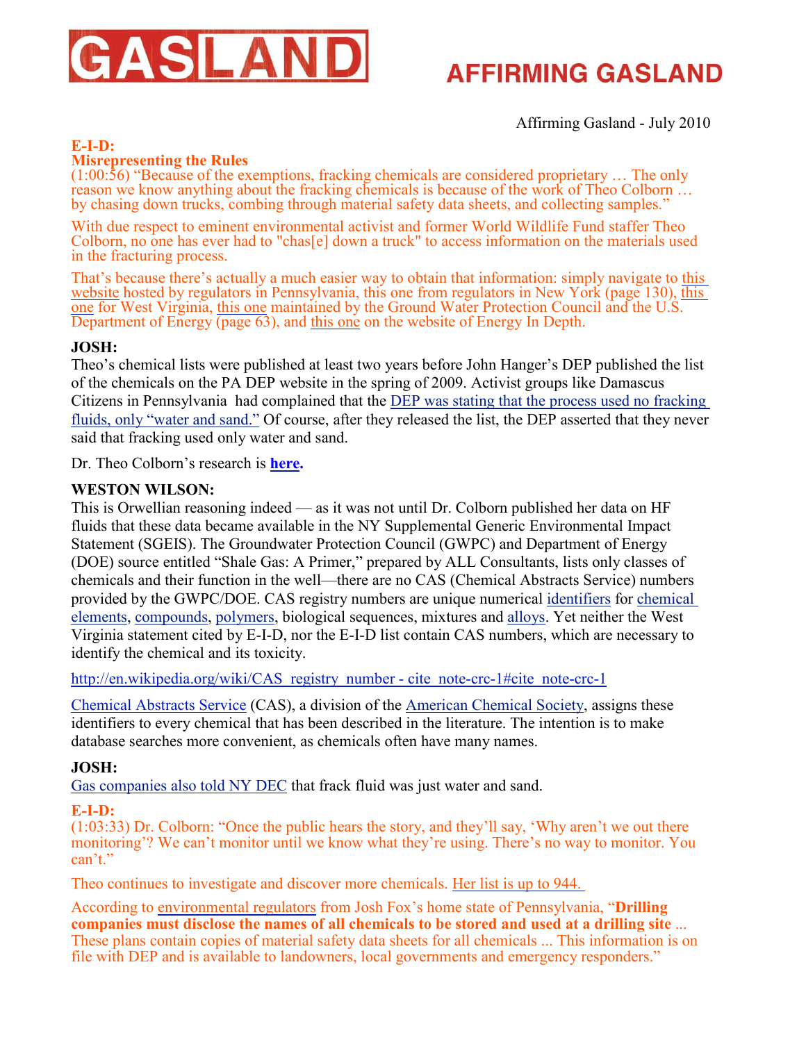Affirming Gasland - July 2010

**E-I-D:**
**Misrepresenting the Rules**

(1:00:56) "Because of the exemptions, fracking chemicals are considered proprietary … The only reason we know anything about the fracking chemicals is because of the work of Theo Colborn … by chasing down trucks, combing through material safety data sheets, and collecting samples."

With due respect to eminent environmental activist and former World Wildlife Fund staffer Theo Colborn, no one has ever had to "chas[e] down a truck" to access information on the materials used in the fracturing process.

That's because there's actually a much easier way to obtain that information: simply navigate to this website hosted by regulators in Pennsylvania, this one from regulators in New York (page 130), this one for West Virginia, this one maintained by the Ground Water Protection Council and the U.S. Department of Energy (page 63), and this one on the website of Energy In Depth.

**JOSH:**

Theo's chemical lists were published at least two years before John Hanger's DEP published the list of the chemicals on the PA DEP website in the spring of 2009. Activist groups like Damascus Citizens in Pennsylvania had complained that the DEP was stating that the process used no fracking fluids, only "water and sand." Of course, after they released the list, the DEP asserted that they never said that fracking used only water and sand.

Dr. Theo Colborn's research is **here.**

**WESTON WILSON:**

This is Orwellian reasoning indeed — as it was not until Dr. Colborn published her data on HF fluids that these data became available in the NY Supplemental Generic Environmental Impact Statement (SGEIS). The Groundwater Protection Council (GWPC) and Department of Energy (DOE) source entitled "Shale Gas: A Primer," prepared by ALL Consultants, lists only classes of chemicals and their function in the well—there are no CAS (Chemical Abstracts Service) numbers provided by the GWPC/DOE. CAS registry numbers are unique numerical identifiers for chemical elements, compounds, polymers, biological sequences, mixtures and alloys. Yet neither the West Virginia statement cited by E-I-D, nor the E-I-D list contain CAS numbers, which are necessary to identify the chemical and its toxicity.

http://en.wikipedia.org/wiki/CAS_registry_number - cite_note-crc-1#cite_note-crc-1

Chemical Abstracts Service (CAS), a division of the American Chemical Society, assigns these identifiers to every chemical that has been described in the literature. The intention is to make database searches more convenient, as chemicals often have many names.

**JOSH:**

Gas companies also told NY DEC that frack fluid was just water and sand.

**E-I-D:**

(1:03:33) Dr. Colborn: "Once the public hears the story, and they'll say, 'Why aren't we out there monitoring'? We can't monitor until we know what they're using. There's no way to monitor. You can't."

Theo continues to investigate and discover more chemicals. Her list is up to 944.

According to environmental regulators from Josh Fox's home state of Pennsylvania, "**Drilling companies must disclose the names of all chemicals to be stored and used at a drilling site** ... These plans contain copies of material safety data sheets for all chemicals ... This information is on file with DEP and is available to landowners, local governments and emergency responders."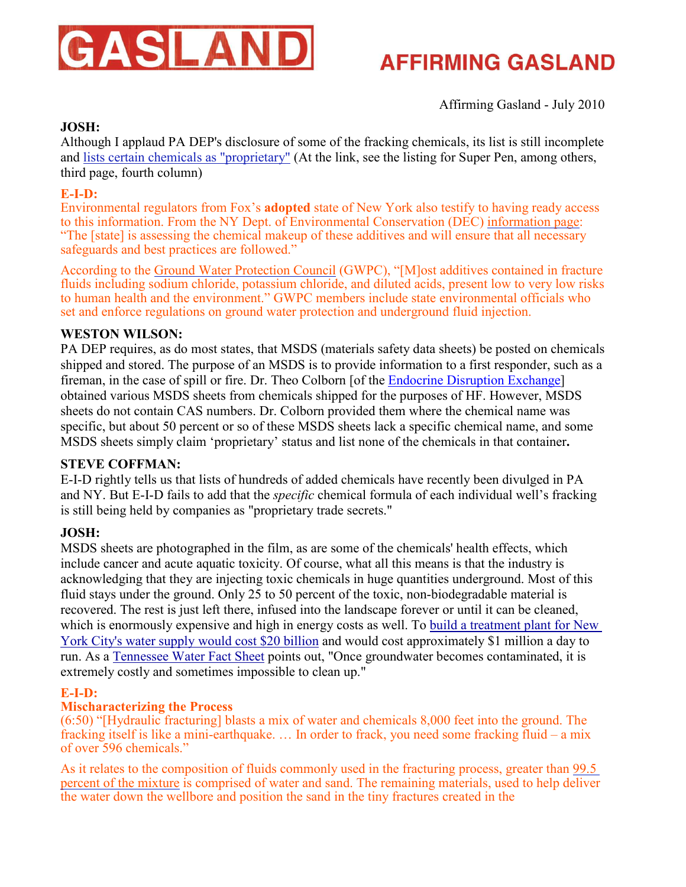GASLAND

# AFFIRMING GASLAND

Affirming Gasland - July 2010

**JOSH:**
Although I applaud PA DEP's disclosure of some of the fracking chemicals, its list is still incomplete and lists certain chemicals as "proprietary" (At the link, see the listing for Super Pen, among others, third page, fourth column)

**E-I-D:**
Environmental regulators from Fox's **adopted** state of New York also testify to having ready access to this information. From the NY Dept. of Environmental Conservation (DEC) information page: "The [state] is assessing the chemical makeup of these additives and will ensure that all necessary safeguards and best practices are followed."

According to the Ground Water Protection Council (GWPC), "[M]ost additives contained in fracture fluids including sodium chloride, potassium chloride, and diluted acids, present low to very low risks to human health and the environment." GWPC members include state environmental officials who set and enforce regulations on ground water protection and underground fluid injection.

**WESTON WILSON:**
PA DEP requires, as do most states, that MSDS (materials safety data sheets) be posted on chemicals shipped and stored. The purpose of an MSDS is to provide information to a first responder, such as a fireman, in the case of spill or fire. Dr. Theo Colborn [of the Endocrine Disruption Exchange] obtained various MSDS sheets from chemicals shipped for the purposes of HF. However, MSDS sheets do not contain CAS numbers. Dr. Colborn provided them where the chemical name was specific, but about 50 percent or so of these MSDS sheets lack a specific chemical name, and some MSDS sheets simply claim 'proprietary' status and list none of the chemicals in that container**.**

**STEVE COFFMAN:**
E-I-D rightly tells us that lists of hundreds of added chemicals have recently been divulged in PA and NY. But E-I-D fails to add that the *specific* chemical formula of each individual well's fracking is still being held by companies as "proprietary trade secrets."

**JOSH:**
MSDS sheets are photographed in the film, as are some of the chemicals' health effects, which include cancer and acute aquatic toxicity. Of course, what all this means is that the industry is acknowledging that they are injecting toxic chemicals in huge quantities underground. Most of this fluid stays under the ground. Only 25 to 50 percent of the toxic, non-biodegradable material is recovered. The rest is just left there, infused into the landscape forever or until it can be cleaned, which is enormously expensive and high in energy costs as well. To build a treatment plant for New York City's water supply would cost $20 billion and would cost approximately $1 million a day to run. As a Tennessee Water Fact Sheet points out, "Once groundwater becomes contaminated, it is extremely costly and sometimes impossible to clean up."

**E-I-D:**
**Mischaracterizing the Process**
(6:50) "[Hydraulic fracturing] blasts a mix of water and chemicals 8,000 feet into the ground. The fracking itself is like a mini-earthquake. … In order to frack, you need some fracking fluid – a mix of over 596 chemicals."

As it relates to the composition of fluids commonly used in the fracturing process, greater than 99.5 percent of the mixture is comprised of water and sand. The remaining materials, used to help deliver the water down the wellbore and position the sand in the tiny fractures created in the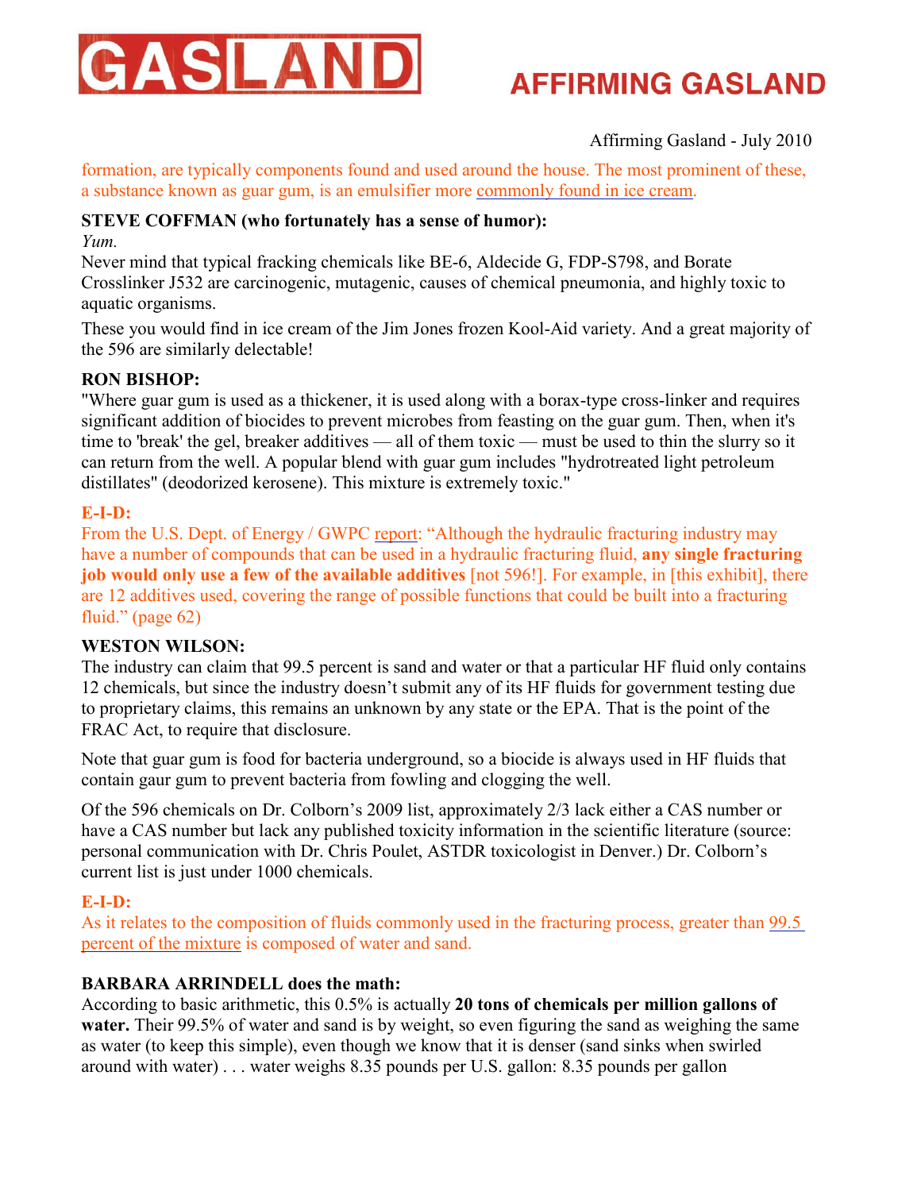formation, are typically components found and used around the house. The most prominent of these, a substance known as guar gum, is an emulsifier more commonly found in ice cream.

**STEVE COFFMAN (who fortunately has a sense of humor):**

*Yum.*

Never mind that typical fracking chemicals like BE-6, Aldecide G, FDP-S798, and Borate Crosslinker J532 are carcinogenic, mutagenic, causes of chemical pneumonia, and highly toxic to aquatic organisms.

These you would find in ice cream of the Jim Jones frozen Kool-Aid variety. And a great majority of the 596 are similarly delectable!

**RON BISHOP:**

"Where guar gum is used as a thickener, it is used along with a borax-type cross-linker and requires significant addition of biocides to prevent microbes from feasting on the guar gum. Then, when it's time to 'break' the gel, breaker additives — all of them toxic — must be used to thin the slurry so it can return from the well. A popular blend with guar gum includes "hydrotreated light petroleum distillates" (deodorized kerosene). This mixture is extremely toxic."

**E-I-D:**

From the U.S. Dept. of Energy / GWPC report: "Although the hydraulic fracturing industry may have a number of compounds that can be used in a hydraulic fracturing fluid, **any single fracturing job would only use a few of the available additives** [not 596!]. For example, in [this exhibit], there are 12 additives used, covering the range of possible functions that could be built into a fracturing fluid." (page 62)

**WESTON WILSON:**

The industry can claim that 99.5 percent is sand and water or that a particular HF fluid only contains 12 chemicals, but since the industry doesn't submit any of its HF fluids for government testing due to proprietary claims, this remains an unknown by any state or the EPA. That is the point of the FRAC Act, to require that disclosure.

Note that guar gum is food for bacteria underground, so a biocide is always used in HF fluids that contain gaur gum to prevent bacteria from fowling and clogging the well.

Of the 596 chemicals on Dr. Colborn's 2009 list, approximately 2/3 lack either a CAS number or have a CAS number but lack any published toxicity information in the scientific literature (source: personal communication with Dr. Chris Poulet, ASTDR toxicologist in Denver.) Dr. Colborn's current list is just under 1000 chemicals.

**E-I-D:**

As it relates to the composition of fluids commonly used in the fracturing process, greater than 99.5 percent of the mixture is composed of water and sand.

**BARBARA ARRINDELL does the math:**

According to basic arithmetic, this 0.5% is actually **20 tons of chemicals per million gallons of water.** Their 99.5% of water and sand is by weight, so even figuring the sand as weighing the same as water (to keep this simple), even though we know that it is denser (sand sinks when swirled around with water) . . . water weighs 8.35 pounds per U.S. gallon: 8.35 pounds per gallon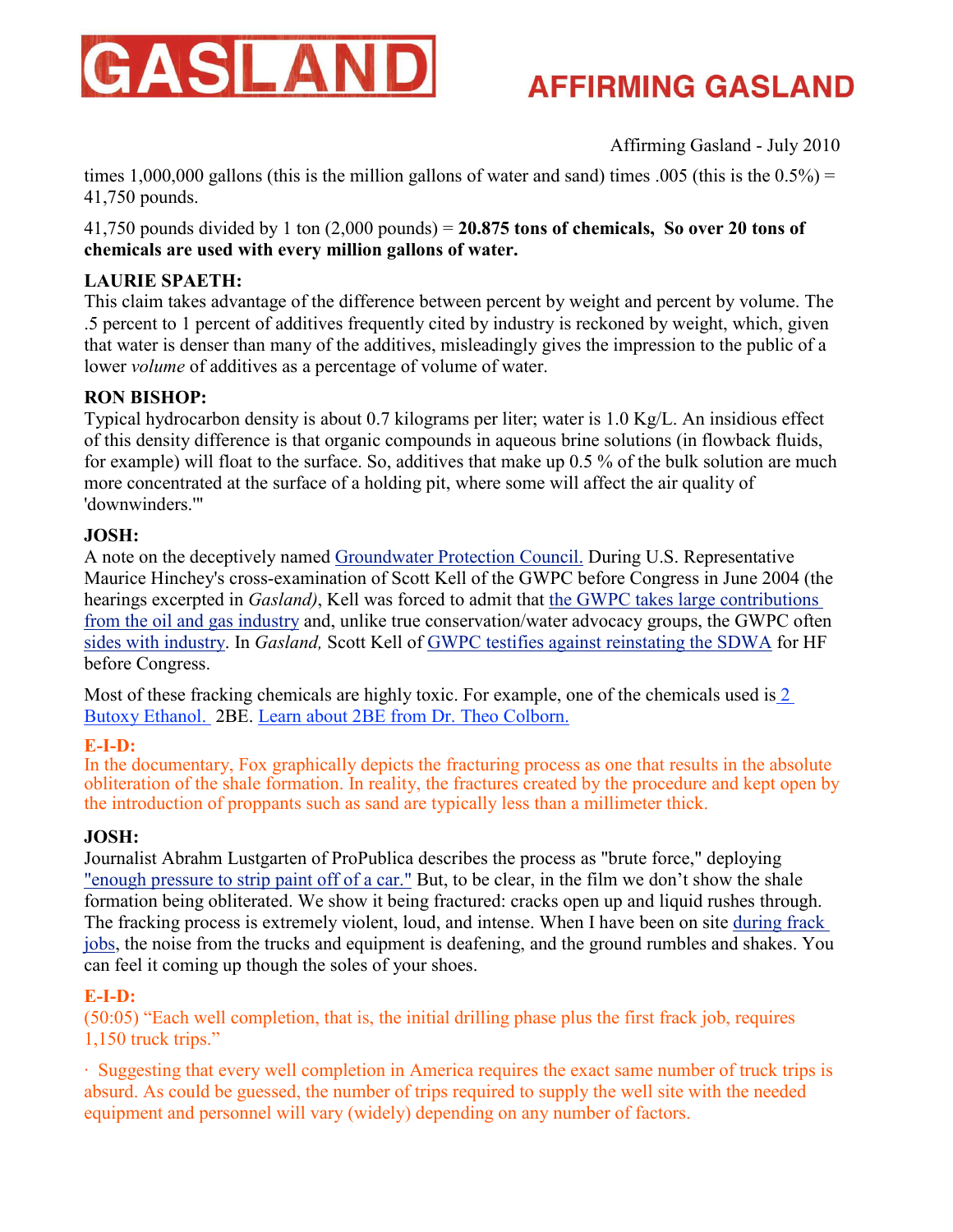times 1,000,000 gallons (this is the million gallons of water and sand) times .005 (this is the 0.5%) = 41,750 pounds.

41,750 pounds divided by 1 ton (2,000 pounds) = **20.875 tons of chemicals, So over 20 tons of chemicals are used with every million gallons of water.**

**LAURIE SPAETH:**
This claim takes advantage of the difference between percent by weight and percent by volume. The .5 percent to 1 percent of additives frequently cited by industry is reckoned by weight, which, given that water is denser than many of the additives, misleadingly gives the impression to the public of a lower *volume* of additives as a percentage of volume of water.

**RON BISHOP:**
Typical hydrocarbon density is about 0.7 kilograms per liter; water is 1.0 Kg/L. An insidious effect of this density difference is that organic compounds in aqueous brine solutions (in flowback fluids, for example) will float to the surface. So, additives that make up 0.5 % of the bulk solution are much more concentrated at the surface of a holding pit, where some will affect the air quality of 'downwinders.'"

**JOSH:**
A note on the deceptively named Groundwater Protection Council. During U.S. Representative Maurice Hinchey's cross-examination of Scott Kell of the GWPC before Congress in June 2004 (the hearings excerpted in *Gasland)*, Kell was forced to admit that the GWPC takes large contributions from the oil and gas industry and, unlike true conservation/water advocacy groups, the GWPC often sides with industry. In *Gasland,* Scott Kell of GWPC testifies against reinstating the SDWA for HF before Congress.

Most of these fracking chemicals are highly toxic. For example, one of the chemicals used is 2 Butoxy Ethanol. 2BE. Learn about 2BE from Dr. Theo Colborn.

**E-I-D:**
In the documentary, Fox graphically depicts the fracturing process as one that results in the absolute obliteration of the shale formation. In reality, the fractures created by the procedure and kept open by the introduction of proppants such as sand are typically less than a millimeter thick.

**JOSH:**
Journalist Abrahm Lustgarten of ProPublica describes the process as "brute force," deploying "enough pressure to strip paint off of a car." But, to be clear, in the film we don't show the shale formation being obliterated. We show it being fractured: cracks open up and liquid rushes through. The fracking process is extremely violent, loud, and intense. When I have been on site during frack jobs, the noise from the trucks and equipment is deafening, and the ground rumbles and shakes. You can feel it coming up though the soles of your shoes.

**E-I-D:**
(50:05) "Each well completion, that is, the initial drilling phase plus the first frack job, requires 1,150 truck trips."

· Suggesting that every well completion in America requires the exact same number of truck trips is absurd. As could be guessed, the number of trips required to supply the well site with the needed equipment and personnel will vary (widely) depending on any number of factors.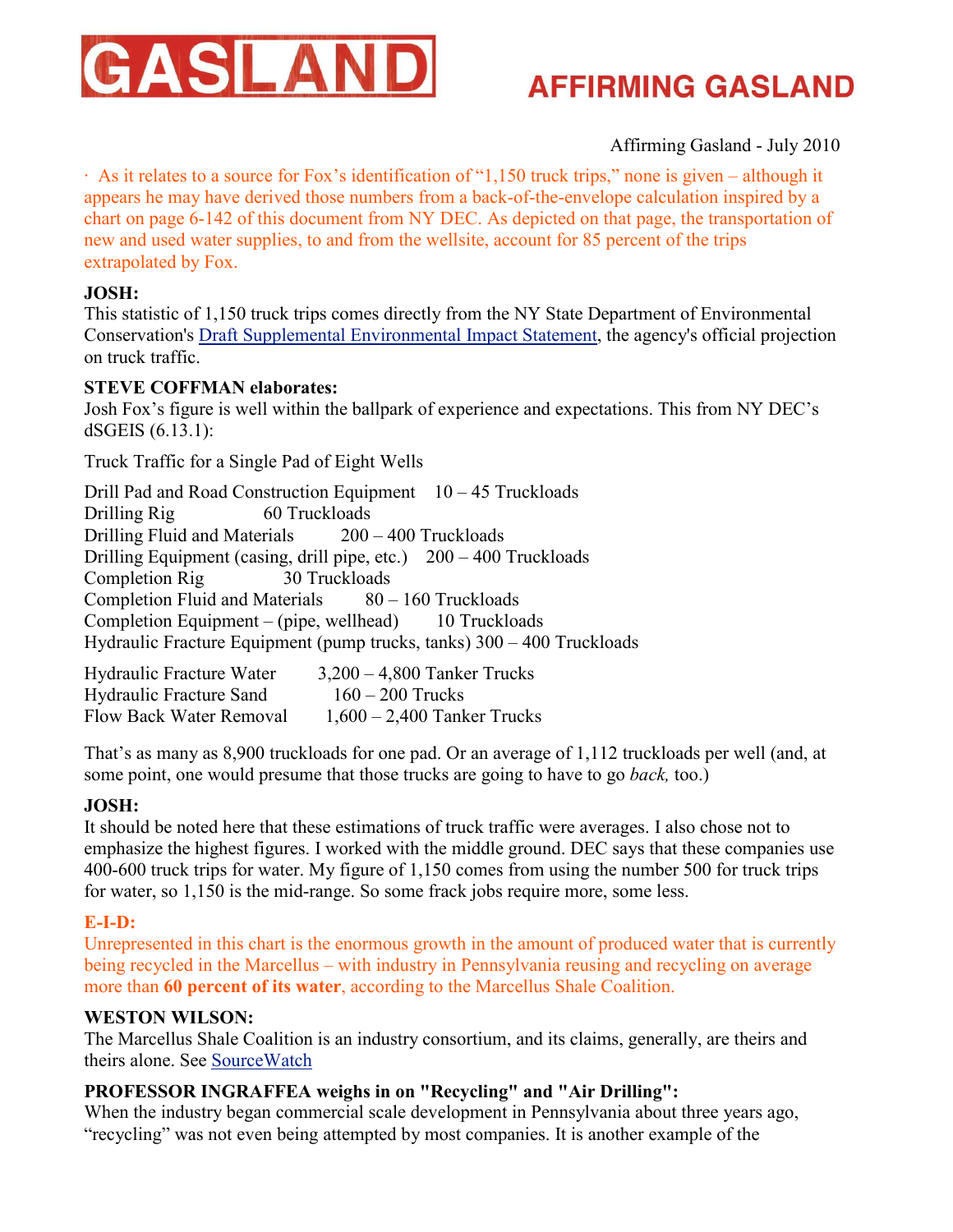Affirming Gasland - July 2010

· As it relates to a source for Fox's identification of "1,150 truck trips," none is given – although it appears he may have derived those numbers from a back-of-the-envelope calculation inspired by a chart on page 6-142 of this document from NY DEC. As depicted on that page, the transportation of new and used water supplies, to and from the wellsite, account for 85 percent of the trips extrapolated by Fox.

**JOSH:**
This statistic of 1,150 truck trips comes directly from the NY State Department of Environmental Conservation's Draft Supplemental Environmental Impact Statement, the agency's official projection on truck traffic.

**STEVE COFFMAN elaborates:**
Josh Fox's figure is well within the ballpark of experience and expectations. This from NY DEC's dSGEIS (6.13.1):

Truck Traffic for a Single Pad of Eight Wells

| | |
|---|---|
| Drill Pad and Road Construction Equipment | 10 – 45 Truckloads |
| Drilling Rig | 60 Truckloads |
| Drilling Fluid and Materials | 200 – 400 Truckloads |
| Drilling Equipment (casing, drill pipe, etc.) | 200 – 400 Truckloads |
| Completion Rig | 30 Truckloads |
| Completion Fluid and Materials | 80 – 160 Truckloads |
| Completion Equipment – (pipe, wellhead) | 10 Truckloads |
| Hydraulic Fracture Equipment (pump trucks, tanks) | 300 – 400 Truckloads |
| Hydraulic Fracture Water | 3,200 – 4,800 Tanker Trucks |
| Hydraulic Fracture Sand | 160 – 200 Trucks |
| Flow Back Water Removal | 1,600 – 2,400 Tanker Trucks |

That's as many as 8,900 truckloads for one pad. Or an average of 1,112 truckloads per well (and, at some point, one would presume that those trucks are going to have to go *back,* too.)

**JOSH:**
It should be noted here that these estimations of truck traffic were averages. I also chose not to emphasize the highest figures. I worked with the middle ground. DEC says that these companies use 400-600 truck trips for water. My figure of 1,150 comes from using the number 500 for truck trips for water, so 1,150 is the mid-range. So some frack jobs require more, some less.

**E-I-D:**
Unrepresented in this chart is the enormous growth in the amount of produced water that is currently being recycled in the Marcellus – with industry in Pennsylvania reusing and recycling on average more than **60 percent of its water**, according to the Marcellus Shale Coalition.

**WESTON WILSON:**
The Marcellus Shale Coalition is an industry consortium, and its claims, generally, are theirs and theirs alone. See SourceWatch

**PROFESSOR INGRAFFEA weighs in on "Recycling" and "Air Drilling":**
When the industry began commercial scale development in Pennsylvania about three years ago, "recycling" was not even being attempted by most companies. It is another example of the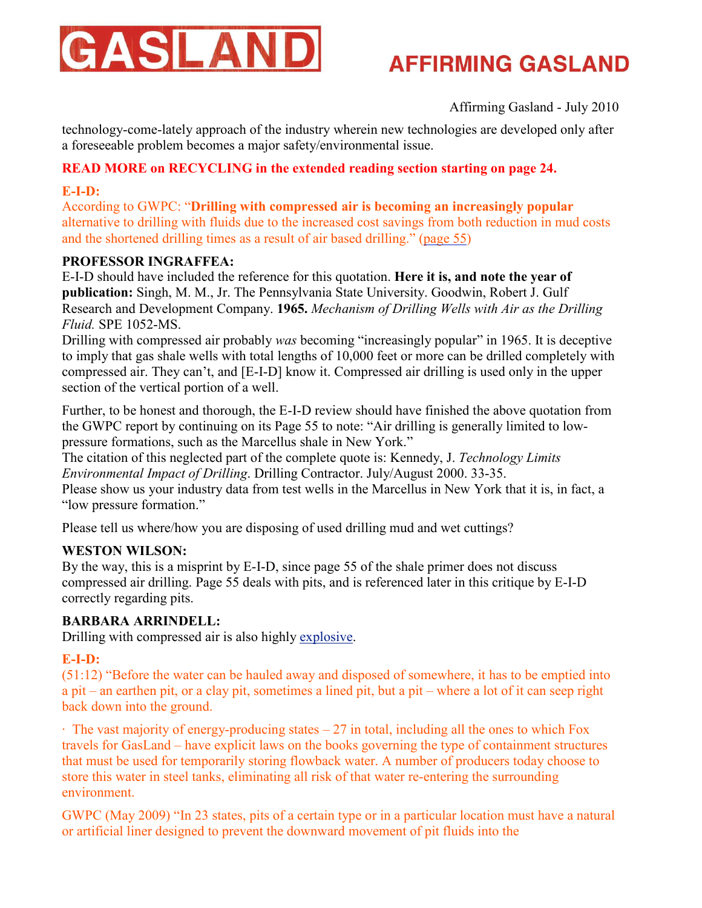technology-come-lately approach of the industry wherein new technologies are developed only after a foreseeable problem becomes a major safety/environmental issue.

**READ MORE on RECYCLING in the extended reading section starting on page 24.**

**E-I-D:**
According to GWPC: "**Drilling with compressed air is becoming an increasingly popular** alternative to drilling with fluids due to the increased cost savings from both reduction in mud costs and the shortened drilling times as a result of air based drilling." (page 55)

**PROFESSOR INGRAFFEA:**
E-I-D should have included the reference for this quotation. **Here it is, and note the year of publication:** Singh, M. M., Jr. The Pennsylvania State University. Goodwin, Robert J. Gulf Research and Development Company. **1965.** *Mechanism of Drilling Wells with Air as the Drilling Fluid.* SPE 1052-MS.
Drilling with compressed air probably *was* becoming "increasingly popular" in 1965. It is deceptive to imply that gas shale wells with total lengths of 10,000 feet or more can be drilled completely with compressed air. They can't, and [E-I-D] know it. Compressed air drilling is used only in the upper section of the vertical portion of a well.

Further, to be honest and thorough, the E-I-D review should have finished the above quotation from the GWPC report by continuing on its Page 55 to note: "Air drilling is generally limited to low-pressure formations, such as the Marcellus shale in New York."
The citation of this neglected part of the complete quote is: Kennedy, J. *Technology Limits Environmental Impact of Drilling*. Drilling Contractor. July/August 2000. 33-35.
Please show us your industry data from test wells in the Marcellus in New York that it is, in fact, a "low pressure formation."

Please tell us where/how you are disposing of used drilling mud and wet cuttings?

**WESTON WILSON:**
By the way, this is a misprint by E-I-D, since page 55 of the shale primer does not discuss compressed air drilling. Page 55 deals with pits, and is referenced later in this critique by E-I-D correctly regarding pits.

**BARBARA ARRINDELL:**
Drilling with compressed air is also highly explosive.

**E-I-D:**
(51:12) "Before the water can be hauled away and disposed of somewhere, it has to be emptied into a pit – an earthen pit, or a clay pit, sometimes a lined pit, but a pit – where a lot of it can seep right back down into the ground.

· The vast majority of energy-producing states – 27 in total, including all the ones to which Fox travels for GasLand – have explicit laws on the books governing the type of containment structures that must be used for temporarily storing flowback water. A number of producers today choose to store this water in steel tanks, eliminating all risk of that water re-entering the surrounding environment.

GWPC (May 2009) "In 23 states, pits of a certain type or in a particular location must have a natural or artificial liner designed to prevent the downward movement of pit fluids into the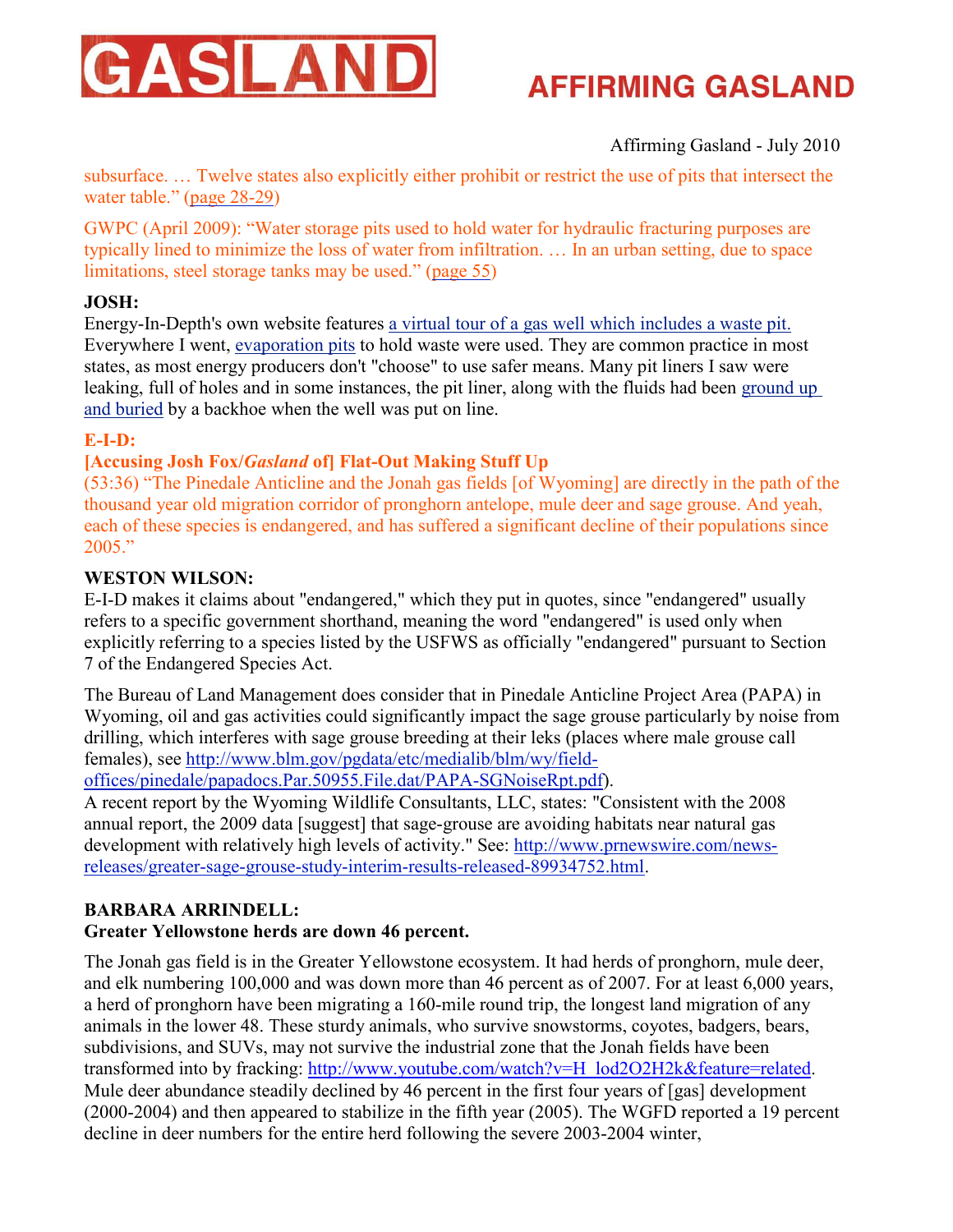subsurface. … Twelve states also explicitly either prohibit or restrict the use of pits that intersect the water table." (page 28-29)

GWPC (April 2009): "Water storage pits used to hold water for hydraulic fracturing purposes are typically lined to minimize the loss of water from infiltration. … In an urban setting, due to space limitations, steel storage tanks may be used." (page 55)

**JOSH:**
Energy-In-Depth's own website features a virtual tour of a gas well which includes a waste pit. Everywhere I went, evaporation pits to hold waste were used. They are common practice in most states, as most energy producers don't "choose" to use safer means. Many pit liners I saw were leaking, full of holes and in some instances, the pit liner, along with the fluids had been ground up and buried by a backhoe when the well was put on line.

**E-I-D:**
**[Accusing Josh Fox/*Gasland* of] Flat-Out Making Stuff Up**
(53:36) "The Pinedale Anticline and the Jonah gas fields [of Wyoming] are directly in the path of the thousand year old migration corridor of pronghorn antelope, mule deer and sage grouse. And yeah, each of these species is endangered, and has suffered a significant decline of their populations since 2005."

**WESTON WILSON:**
E-I-D makes it claims about "endangered," which they put in quotes, since "endangered" usually refers to a specific government shorthand, meaning the word "endangered" is used only when explicitly referring to a species listed by the USFWS as officially "endangered" pursuant to Section 7 of the Endangered Species Act.

The Bureau of Land Management does consider that in Pinedale Anticline Project Area (PAPA) in Wyoming, oil and gas activities could significantly impact the sage grouse particularly by noise from drilling, which interferes with sage grouse breeding at their leks (places where male grouse call females), see http://www.blm.gov/pgdata/etc/medialib/blm/wy/field-offices/pinedale/papadocs.Par.50955.File.dat/PAPA-SGNoiseRpt.pdf).
A recent report by the Wyoming Wildlife Consultants, LLC, states: "Consistent with the 2008 annual report, the 2009 data [suggest] that sage-grouse are avoiding habitats near natural gas development with relatively high levels of activity." See: http://www.prnewswire.com/news-releases/greater-sage-grouse-study-interim-results-released-89934752.html.

**BARBARA ARRINDELL:**
**Greater Yellowstone herds are down 46 percent.**

The Jonah gas field is in the Greater Yellowstone ecosystem. It had herds of pronghorn, mule deer, and elk numbering 100,000 and was down more than 46 percent as of 2007. For at least 6,000 years, a herd of pronghorn have been migrating a 160-mile round trip, the longest land migration of any animals in the lower 48. These sturdy animals, who survive snowstorms, coyotes, badgers, bears, subdivisions, and SUVs, may not survive the industrial zone that the Jonah fields have been transformed into by fracking: http://www.youtube.com/watch?v=H_lod2O2H2k&feature=related. Mule deer abundance steadily declined by 46 percent in the first four years of [gas] development (2000-2004) and then appeared to stabilize in the fifth year (2005). The WGFD reported a 19 percent decline in deer numbers for the entire herd following the severe 2003-2004 winter,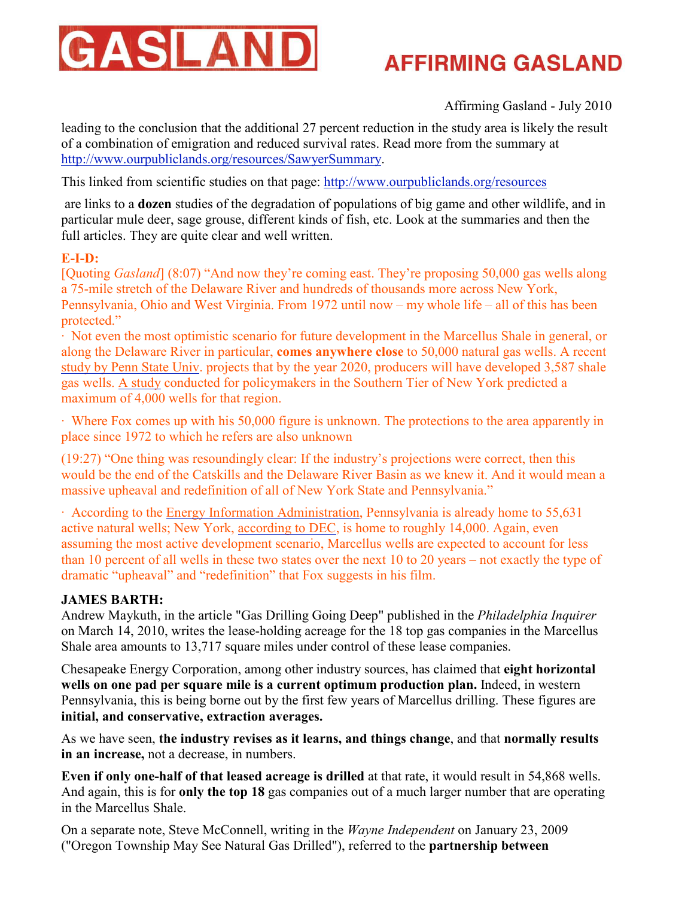leading to the conclusion that the additional 27 percent reduction in the study area is likely the result of a combination of emigration and reduced survival rates. Read more from the summary at http://www.ourpubliclands.org/resources/SawyerSummary.

This linked from scientific studies on that page: http://www.ourpubliclands.org/resources

are links to a **dozen** studies of the degradation of populations of big game and other wildlife, and in particular mule deer, sage grouse, different kinds of fish, etc. Look at the summaries and then the full articles. They are quite clear and well written.

**E-I-D:**

[Quoting *Gasland*] (8:07) "And now they're coming east. They're proposing 50,000 gas wells along a 75-mile stretch of the Delaware River and hundreds of thousands more across New York, Pennsylvania, Ohio and West Virginia. From 1972 until now – my whole life – all of this has been protected."

· Not even the most optimistic scenario for future development in the Marcellus Shale in general, or along the Delaware River in particular, **comes anywhere close** to 50,000 natural gas wells. A recent study by Penn State Univ. projects that by the year 2020, producers will have developed 3,587 shale gas wells. A study conducted for policymakers in the Southern Tier of New York predicted a maximum of 4,000 wells for that region.

· Where Fox comes up with his 50,000 figure is unknown. The protections to the area apparently in place since 1972 to which he refers are also unknown

(19:27) "One thing was resoundingly clear: If the industry's projections were correct, then this would be the end of the Catskills and the Delaware River Basin as we knew it. And it would mean a massive upheaval and redefinition of all of New York State and Pennsylvania."

· According to the Energy Information Administration, Pennsylvania is already home to 55,631 active natural wells; New York, according to DEC, is home to roughly 14,000. Again, even assuming the most active development scenario, Marcellus wells are expected to account for less than 10 percent of all wells in these two states over the next 10 to 20 years – not exactly the type of dramatic "upheaval" and "redefinition" that Fox suggests in his film.

**JAMES BARTH:**

Andrew Maykuth, in the article "Gas Drilling Going Deep" published in the *Philadelphia Inquirer* on March 14, 2010, writes the lease-holding acreage for the 18 top gas companies in the Marcellus Shale area amounts to 13,717 square miles under control of these lease companies.

Chesapeake Energy Corporation, among other industry sources, has claimed that **eight horizontal wells on one pad per square mile is a current optimum production plan.** Indeed, in western Pennsylvania, this is being borne out by the first few years of Marcellus drilling. These figures are **initial, and conservative, extraction averages.**

As we have seen, **the industry revises as it learns, and things change**, and that **normally results in an increase,** not a decrease, in numbers.

**Even if only one-half of that leased acreage is drilled** at that rate, it would result in 54,868 wells. And again, this is for **only the top 18** gas companies out of a much larger number that are operating in the Marcellus Shale.

On a separate note, Steve McConnell, writing in the *Wayne Independent* on January 23, 2009 ("Oregon Township May See Natural Gas Drilled"), referred to the **partnership between**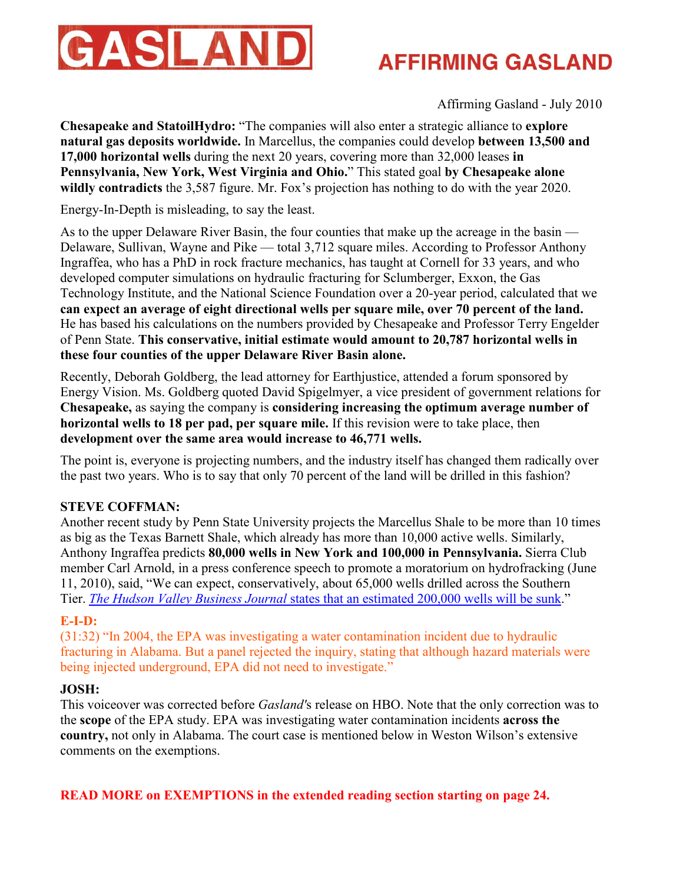Affirming Gasland - July 2010

**Chesapeake and StatoilHydro:** "The companies will also enter a strategic alliance to **explore natural gas deposits worldwide.** In Marcellus, the companies could develop **between 13,500 and 17,000 horizontal wells** during the next 20 years, covering more than 32,000 leases **in Pennsylvania, New York, West Virginia and Ohio.**" This stated goal **by Chesapeake alone wildly contradicts** the 3,587 figure. Mr. Fox's projection has nothing to do with the year 2020.

Energy-In-Depth is misleading, to say the least.

As to the upper Delaware River Basin, the four counties that make up the acreage in the basin — Delaware, Sullivan, Wayne and Pike — total 3,712 square miles. According to Professor Anthony Ingraffea, who has a PhD in rock fracture mechanics, has taught at Cornell for 33 years, and who developed computer simulations on hydraulic fracturing for Sclumberger, Exxon, the Gas Technology Institute, and the National Science Foundation over a 20-year period, calculated that we **can expect an average of eight directional wells per square mile, over 70 percent of the land.** He has based his calculations on the numbers provided by Chesapeake and Professor Terry Engelder of Penn State. **This conservative, initial estimate would amount to 20,787 horizontal wells in these four counties of the upper Delaware River Basin alone.**

Recently, Deborah Goldberg, the lead attorney for Earthjustice, attended a forum sponsored by Energy Vision. Ms. Goldberg quoted David Spigelmyer, a vice president of government relations for **Chesapeake,** as saying the company is **considering increasing the optimum average number of horizontal wells to 18 per pad, per square mile.** If this revision were to take place, then **development over the same area would increase to 46,771 wells.**

The point is, everyone is projecting numbers, and the industry itself has changed them radically over the past two years. Who is to say that only 70 percent of the land will be drilled in this fashion?

**STEVE COFFMAN:**
Another recent study by Penn State University projects the Marcellus Shale to be more than 10 times as big as the Texas Barnett Shale, which already has more than 10,000 active wells. Similarly, Anthony Ingraffea predicts **80,000 wells in New York and 100,000 in Pennsylvania.** Sierra Club member Carl Arnold, in a press conference speech to promote a moratorium on hydrofracking (June 11, 2010), said, "We can expect, conservatively, about 65,000 wells drilled across the Southern Tier. *The Hudson Valley Business Journal* states that an estimated 200,000 wells will be sunk."

**E-I-D:**
(31:32) "In 2004, the EPA was investigating a water contamination incident due to hydraulic fracturing in Alabama. But a panel rejected the inquiry, stating that although hazard materials were being injected underground, EPA did not need to investigate."

**JOSH:**
This voiceover was corrected before *Gasland'*s release on HBO. Note that the only correction was to the **scope** of the EPA study. EPA was investigating water contamination incidents **across the country,** not only in Alabama. The court case is mentioned below in Weston Wilson's extensive comments on the exemptions.

**READ MORE on EXEMPTIONS in the extended reading section starting on page 24.**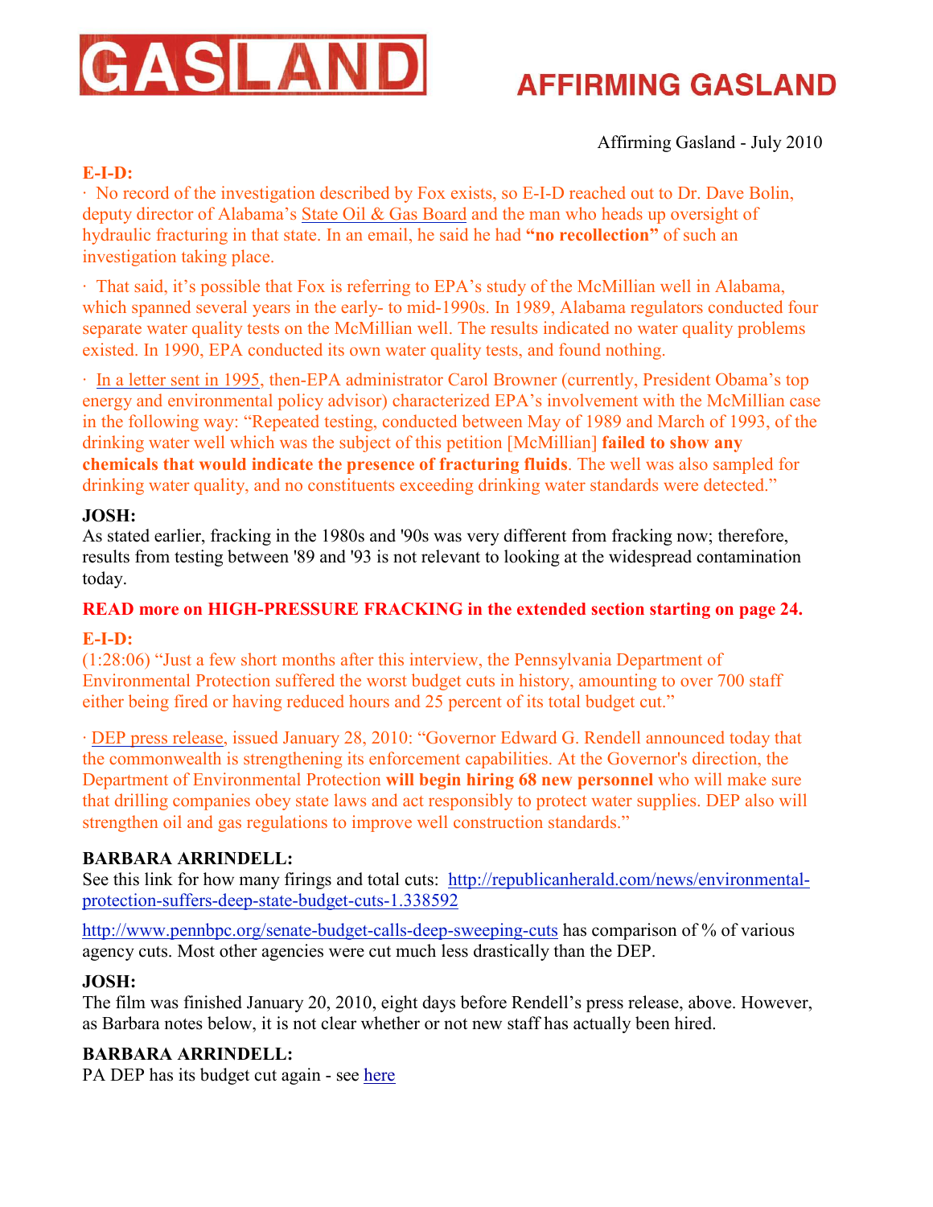**E-I-D:**

· No record of the investigation described by Fox exists, so E-I-D reached out to Dr. Dave Bolin, deputy director of Alabama's State Oil & Gas Board and the man who heads up oversight of hydraulic fracturing in that state. In an email, he said he had **"no recollection"** of such an investigation taking place.

· That said, it's possible that Fox is referring to EPA's study of the McMillian well in Alabama, which spanned several years in the early- to mid-1990s. In 1989, Alabama regulators conducted four separate water quality tests on the McMillian well. The results indicated no water quality problems existed. In 1990, EPA conducted its own water quality tests, and found nothing.

· In a letter sent in 1995, then-EPA administrator Carol Browner (currently, President Obama's top energy and environmental policy advisor) characterized EPA's involvement with the McMillian case in the following way: "Repeated testing, conducted between May of 1989 and March of 1993, of the drinking water well which was the subject of this petition [McMillian] **failed to show any chemicals that would indicate the presence of fracturing fluids**. The well was also sampled for drinking water quality, and no constituents exceeding drinking water standards were detected."

**JOSH:**

As stated earlier, fracking in the 1980s and '90s was very different from fracking now; therefore, results from testing between '89 and '93 is not relevant to looking at the widespread contamination today.

**READ more on HIGH-PRESSURE FRACKING in the extended section starting on page 24.**

**E-I-D:**

(1:28:06) "Just a few short months after this interview, the Pennsylvania Department of Environmental Protection suffered the worst budget cuts in history, amounting to over 700 staff either being fired or having reduced hours and 25 percent of its total budget cut."

· DEP press release, issued January 28, 2010: "Governor Edward G. Rendell announced today that the commonwealth is strengthening its enforcement capabilities. At the Governor's direction, the Department of Environmental Protection **will begin hiring 68 new personnel** who will make sure that drilling companies obey state laws and act responsibly to protect water supplies. DEP also will strengthen oil and gas regulations to improve well construction standards."

**BARBARA ARRINDELL:**

See this link for how many firings and total cuts: http://republicanherald.com/news/environmental-protection-suffers-deep-state-budget-cuts-1.338592

http://www.pennbpc.org/senate-budget-calls-deep-sweeping-cuts has comparison of % of various agency cuts. Most other agencies were cut much less drastically than the DEP.

**JOSH:**

The film was finished January 20, 2010, eight days before Rendell's press release, above. However, as Barbara notes below, it is not clear whether or not new staff has actually been hired.

**BARBARA ARRINDELL:**

PA DEP has its budget cut again - see here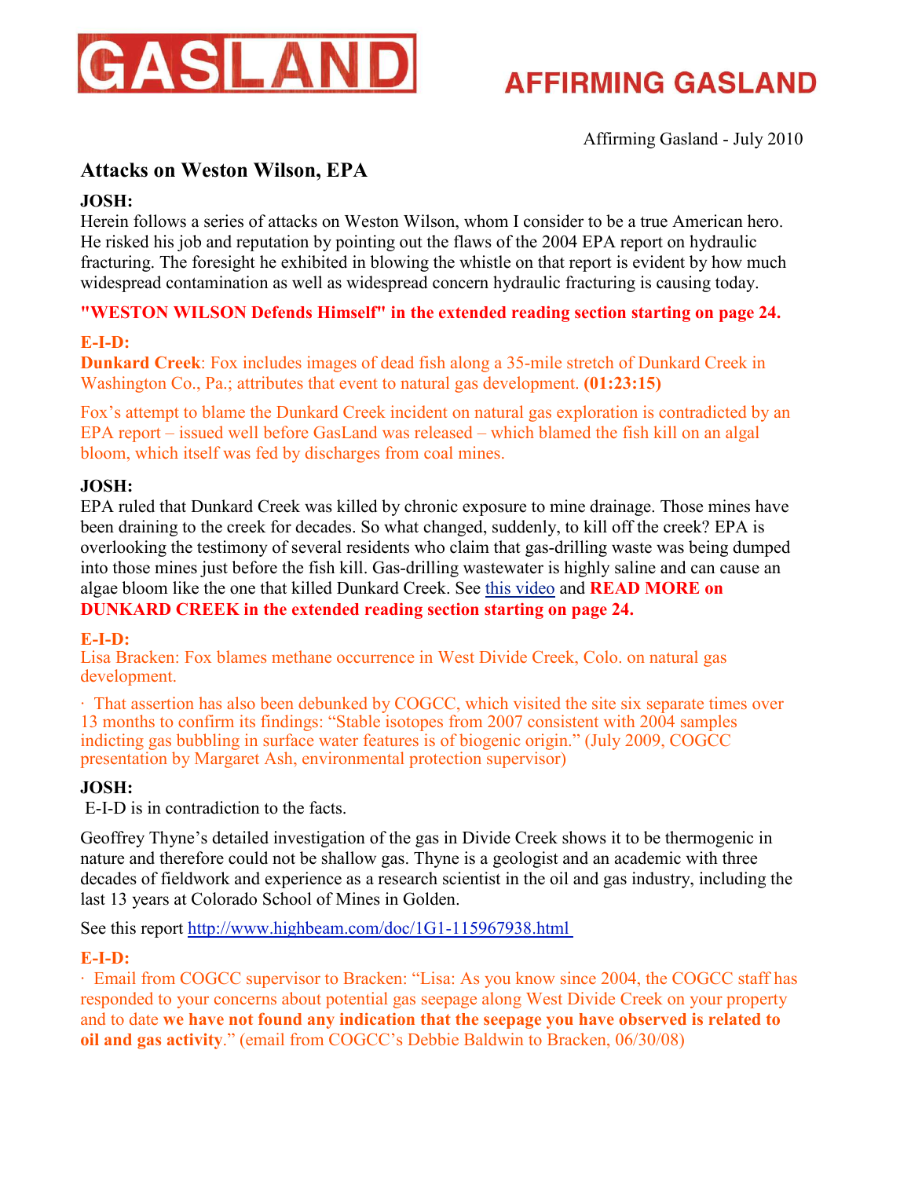# GASLAND

# AFFIRMING GASLAND

Affirming Gasland - July 2010

## Attacks on Weston Wilson, EPA

**JOSH:**
Herein follows a series of attacks on Weston Wilson, whom I consider to be a true American hero. He risked his job and reputation by pointing out the flaws of the 2004 EPA report on hydraulic fracturing. The foresight he exhibited in blowing the whistle on that report is evident by how much widespread contamination as well as widespread concern hydraulic fracturing is causing today.

**"WESTON WILSON Defends Himself" in the extended reading section starting on page 24.**

**E-I-D:**
**Dunkard Creek**: Fox includes images of dead fish along a 35-mile stretch of Dunkard Creek in Washington Co., Pa.; attributes that event to natural gas development. **(01:23:15)**

Fox's attempt to blame the Dunkard Creek incident on natural gas exploration is contradicted by an EPA report – issued well before GasLand was released – which blamed the fish kill on an algal bloom, which itself was fed by discharges from coal mines.

**JOSH:**
EPA ruled that Dunkard Creek was killed by chronic exposure to mine drainage. Those mines have been draining to the creek for decades. So what changed, suddenly, to kill off the creek? EPA is overlooking the testimony of several residents who claim that gas-drilling waste was being dumped into those mines just before the fish kill. Gas-drilling wastewater is highly saline and can cause an algae bloom like the one that killed Dunkard Creek. See this video and **READ MORE on DUNKARD CREEK in the extended reading section starting on page 24.**

**E-I-D:**
Lisa Bracken: Fox blames methane occurrence in West Divide Creek, Colo. on natural gas development.

· That assertion has also been debunked by COGCC, which visited the site six separate times over 13 months to confirm its findings: "Stable isotopes from 2007 consistent with 2004 samples indicting gas bubbling in surface water features is of biogenic origin." (July 2009, COGCC presentation by Margaret Ash, environmental protection supervisor)

**JOSH:**
E-I-D is in contradiction to the facts.

Geoffrey Thyne's detailed investigation of the gas in Divide Creek shows it to be thermogenic in nature and therefore could not be shallow gas. Thyne is a geologist and an academic with three decades of fieldwork and experience as a research scientist in the oil and gas industry, including the last 13 years at Colorado School of Mines in Golden.

See this report http://www.highbeam.com/doc/1G1-115967938.html

**E-I-D:**
· Email from COGCC supervisor to Bracken: "Lisa: As you know since 2004, the COGCC staff has responded to your concerns about potential gas seepage along West Divide Creek on your property and to date **we have not found any indication that the seepage you have observed is related to oil and gas activity**." (email from COGCC's Debbie Baldwin to Bracken, 06/30/08)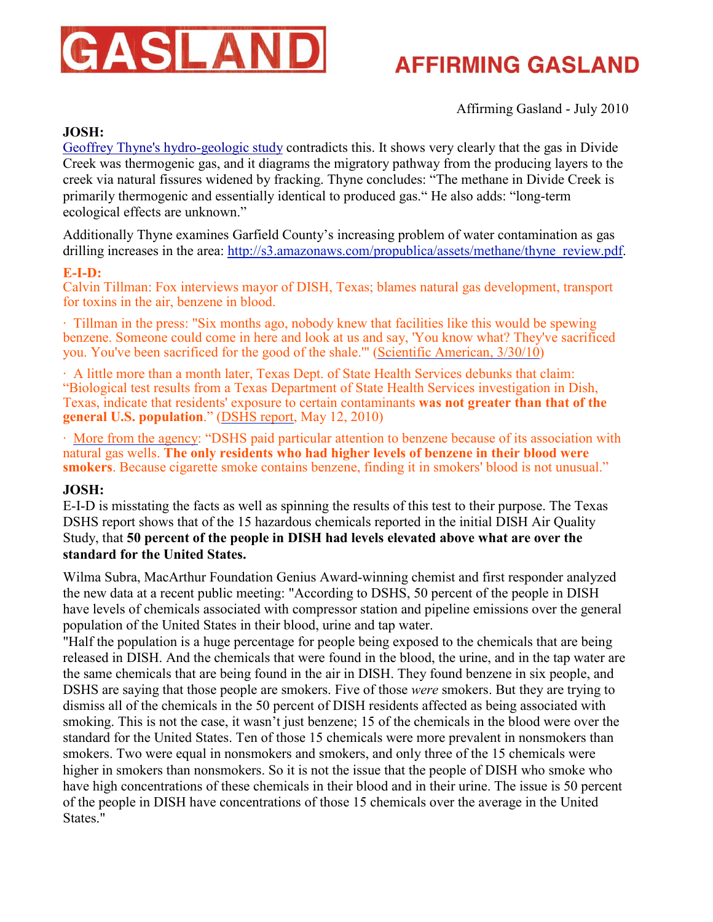# GASLAND

## AFFIRMING GASLAND

Affirming Gasland - July 2010

**JOSH:**
Geoffrey Thyne's hydro-geologic study contradicts this. It shows very clearly that the gas in Divide Creek was thermogenic gas, and it diagrams the migratory pathway from the producing layers to the creek via natural fissures widened by fracking. Thyne concludes: "The methane in Divide Creek is primarily thermogenic and essentially identical to produced gas." He also adds: "long-term ecological effects are unknown."

Additionally Thyne examines Garfield County's increasing problem of water contamination as gas drilling increases in the area: http://s3.amazonaws.com/propublica/assets/methane/thyne_review.pdf.

**E-I-D:**
Calvin Tillman: Fox interviews mayor of DISH, Texas; blames natural gas development, transport for toxins in the air, benzene in blood.

· Tillman in the press: "Six months ago, nobody knew that facilities like this would be spewing benzene. Someone could come in here and look at us and say, 'You know what? They've sacrificed you. You've been sacrificed for the good of the shale.'" (Scientific American, 3/30/10)

· A little more than a month later, Texas Dept. of State Health Services debunks that claim: "Biological test results from a Texas Department of State Health Services investigation in Dish, Texas, indicate that residents' exposure to certain contaminants **was not greater than that of the general U.S. population**." (DSHS report, May 12, 2010)

· More from the agency: "DSHS paid particular attention to benzene because of its association with natural gas wells. **The only residents who had higher levels of benzene in their blood were smokers**. Because cigarette smoke contains benzene, finding it in smokers' blood is not unusual."

**JOSH:**
E-I-D is misstating the facts as well as spinning the results of this test to their purpose. The Texas DSHS report shows that of the 15 hazardous chemicals reported in the initial DISH Air Quality Study, that **50 percent of the people in DISH had levels elevated above what are over the standard for the United States.**

Wilma Subra, MacArthur Foundation Genius Award-winning chemist and first responder analyzed the new data at a recent public meeting: "According to DSHS, 50 percent of the people in DISH have levels of chemicals associated with compressor station and pipeline emissions over the general population of the United States in their blood, urine and tap water.

"Half the population is a huge percentage for people being exposed to the chemicals that are being released in DISH. And the chemicals that were found in the blood, the urine, and in the tap water are the same chemicals that are being found in the air in DISH. They found benzene in six people, and DSHS are saying that those people are smokers. Five of those *were* smokers. But they are trying to dismiss all of the chemicals in the 50 percent of DISH residents affected as being associated with smoking. This is not the case, it wasn't just benzene; 15 of the chemicals in the blood were over the standard for the United States. Ten of those 15 chemicals were more prevalent in nonsmokers than smokers. Two were equal in nonsmokers and smokers, and only three of the 15 chemicals were higher in smokers than nonsmokers. So it is not the issue that the people of DISH who smoke who have high concentrations of these chemicals in their blood and in their urine. The issue is 50 percent of the people in DISH have concentrations of those 15 chemicals over the average in the United States."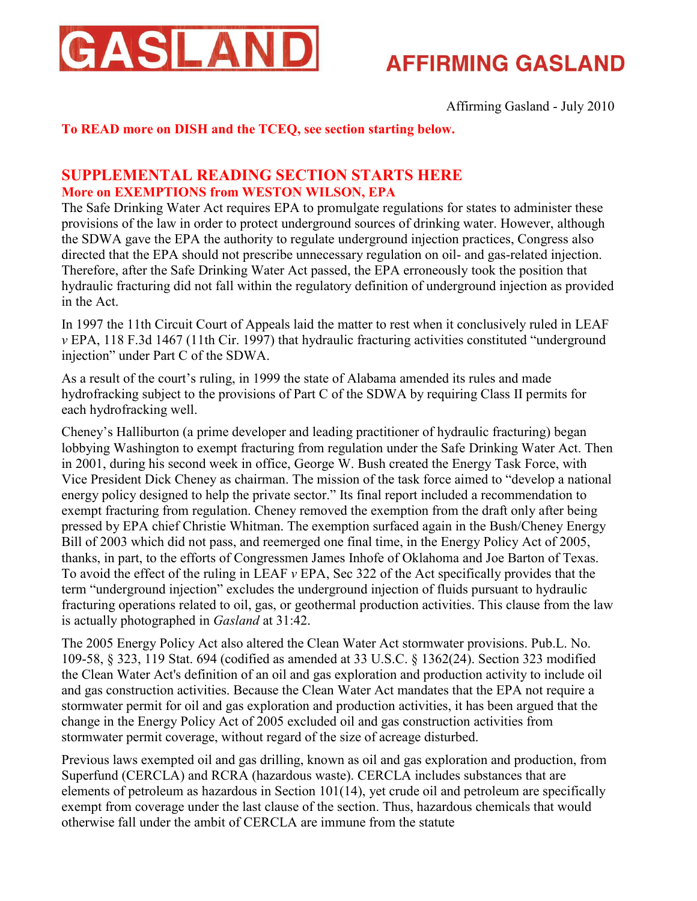# GASLAND

# AFFIRMING GASLAND

Affirming Gasland - July 2010

**To READ more on DISH and the TCEQ, see section starting below.**

## SUPPLEMENTAL READING SECTION STARTS HERE

### More on EXEMPTIONS from WESTON WILSON, EPA

The Safe Drinking Water Act requires EPA to promulgate regulations for states to administer these provisions of the law in order to protect underground sources of drinking water. However, although the SDWA gave the EPA the authority to regulate underground injection practices, Congress also directed that the EPA should not prescribe unnecessary regulation on oil- and gas-related injection. Therefore, after the Safe Drinking Water Act passed, the EPA erroneously took the position that hydraulic fracturing did not fall within the regulatory definition of underground injection as provided in the Act.

In 1997 the 11th Circuit Court of Appeals laid the matter to rest when it conclusively ruled in LEAF *v* EPA, 118 F.3d 1467 (11th Cir. 1997) that hydraulic fracturing activities constituted "underground injection" under Part C of the SDWA.

As a result of the court's ruling, in 1999 the state of Alabama amended its rules and made hydrofracking subject to the provisions of Part C of the SDWA by requiring Class II permits for each hydrofracking well.

Cheney's Halliburton (a prime developer and leading practitioner of hydraulic fracturing) began lobbying Washington to exempt fracturing from regulation under the Safe Drinking Water Act. Then in 2001, during his second week in office, George W. Bush created the Energy Task Force, with Vice President Dick Cheney as chairman. The mission of the task force aimed to "develop a national energy policy designed to help the private sector." Its final report included a recommendation to exempt fracturing from regulation. Cheney removed the exemption from the draft only after being pressed by EPA chief Christie Whitman. The exemption surfaced again in the Bush/Cheney Energy Bill of 2003 which did not pass, and reemerged one final time, in the Energy Policy Act of 2005, thanks, in part, to the efforts of Congressmen James Inhofe of Oklahoma and Joe Barton of Texas. To avoid the effect of the ruling in LEAF *v* EPA, Sec 322 of the Act specifically provides that the term "underground injection" excludes the underground injection of fluids pursuant to hydraulic fracturing operations related to oil, gas, or geothermal production activities. This clause from the law is actually photographed in *Gasland* at 31:42.

The 2005 Energy Policy Act also altered the Clean Water Act stormwater provisions. Pub.L. No. 109-58, § 323, 119 Stat. 694 (codified as amended at 33 U.S.C. § 1362(24). Section 323 modified the Clean Water Act's definition of an oil and gas exploration and production activity to include oil and gas construction activities. Because the Clean Water Act mandates that the EPA not require a stormwater permit for oil and gas exploration and production activities, it has been argued that the change in the Energy Policy Act of 2005 excluded oil and gas construction activities from stormwater permit coverage, without regard of the size of acreage disturbed.

Previous laws exempted oil and gas drilling, known as oil and gas exploration and production, from Superfund (CERCLA) and RCRA (hazardous waste). CERCLA includes substances that are elements of petroleum as hazardous in Section 101(14), yet crude oil and petroleum are specifically exempt from coverage under the last clause of the section. Thus, hazardous chemicals that would otherwise fall under the ambit of CERCLA are immune from the statute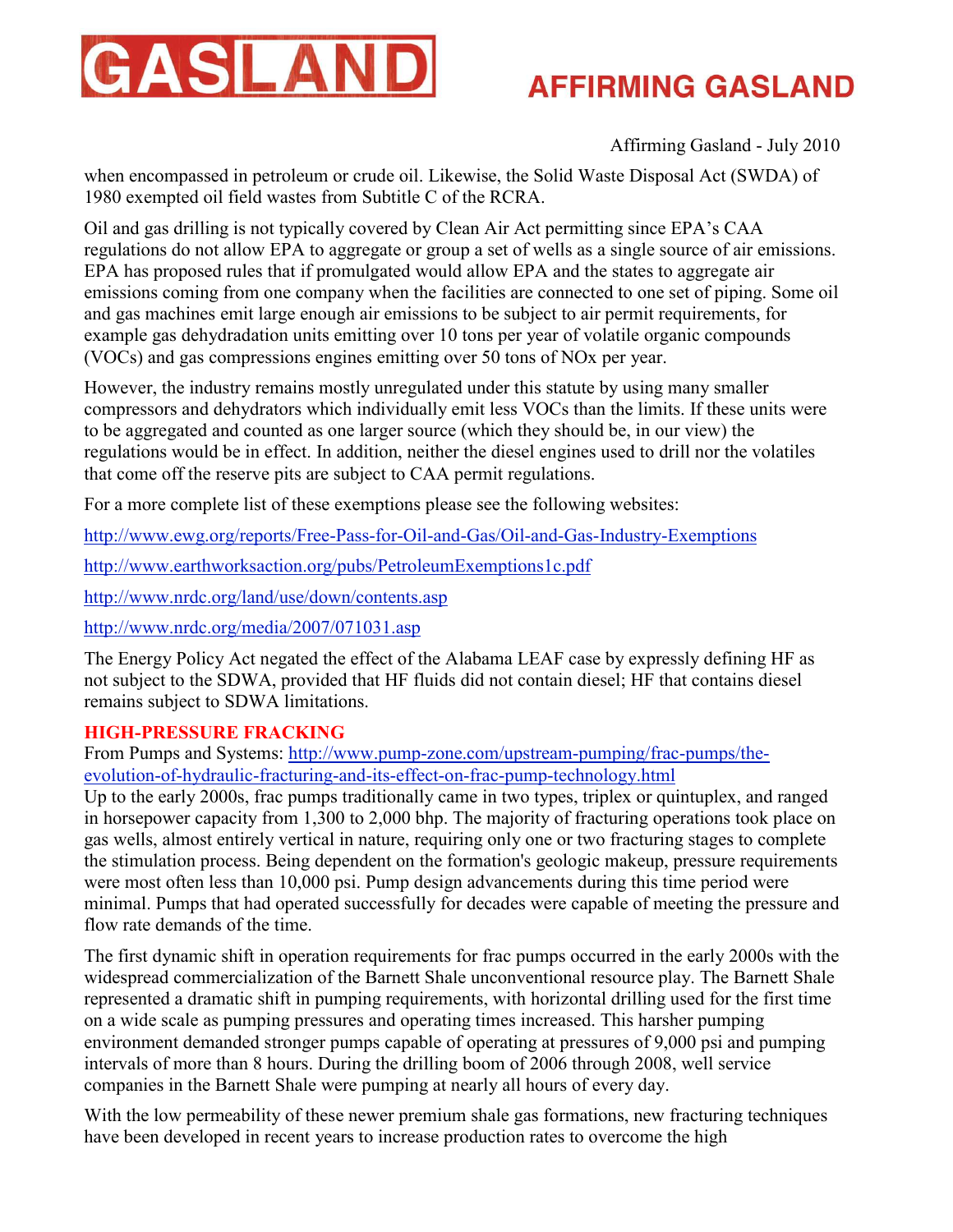when encompassed in petroleum or crude oil. Likewise, the Solid Waste Disposal Act (SWDA) of 1980 exempted oil field wastes from Subtitle C of the RCRA.

Oil and gas drilling is not typically covered by Clean Air Act permitting since EPA's CAA regulations do not allow EPA to aggregate or group a set of wells as a single source of air emissions. EPA has proposed rules that if promulgated would allow EPA and the states to aggregate air emissions coming from one company when the facilities are connected to one set of piping. Some oil and gas machines emit large enough air emissions to be subject to air permit requirements, for example gas dehydradation units emitting over 10 tons per year of volatile organic compounds (VOCs) and gas compressions engines emitting over 50 tons of NOx per year.

However, the industry remains mostly unregulated under this statute by using many smaller compressors and dehydrators which individually emit less VOCs than the limits. If these units were to be aggregated and counted as one larger source (which they should be, in our view) the regulations would be in effect. In addition, neither the diesel engines used to drill nor the volatiles that come off the reserve pits are subject to CAA permit regulations.

For a more complete list of these exemptions please see the following websites:

http://www.ewg.org/reports/Free-Pass-for-Oil-and-Gas/Oil-and-Gas-Industry-Exemptions

http://www.earthworksaction.org/pubs/PetroleumExemptions1c.pdf

http://www.nrdc.org/land/use/down/contents.asp

http://www.nrdc.org/media/2007/071031.asp

The Energy Policy Act negated the effect of the Alabama LEAF case by expressly defining HF as not subject to the SDWA, provided that HF fluids did not contain diesel; HF that contains diesel remains subject to SDWA limitations.

## HIGH-PRESSURE FRACKING

From Pumps and Systems: http://www.pump-zone.com/upstream-pumping/frac-pumps/the-evolution-of-hydraulic-fracturing-and-its-effect-on-frac-pump-technology.html

Up to the early 2000s, frac pumps traditionally came in two types, triplex or quintuplex, and ranged in horsepower capacity from 1,300 to 2,000 bhp. The majority of fracturing operations took place on gas wells, almost entirely vertical in nature, requiring only one or two fracturing stages to complete the stimulation process. Being dependent on the formation's geologic makeup, pressure requirements were most often less than 10,000 psi. Pump design advancements during this time period were minimal. Pumps that had operated successfully for decades were capable of meeting the pressure and flow rate demands of the time.

The first dynamic shift in operation requirements for frac pumps occurred in the early 2000s with the widespread commercialization of the Barnett Shale unconventional resource play. The Barnett Shale represented a dramatic shift in pumping requirements, with horizontal drilling used for the first time on a wide scale as pumping pressures and operating times increased. This harsher pumping environment demanded stronger pumps capable of operating at pressures of 9,000 psi and pumping intervals of more than 8 hours. During the drilling boom of 2006 through 2008, well service companies in the Barnett Shale were pumping at nearly all hours of every day.

With the low permeability of these newer premium shale gas formations, new fracturing techniques have been developed in recent years to increase production rates to overcome the high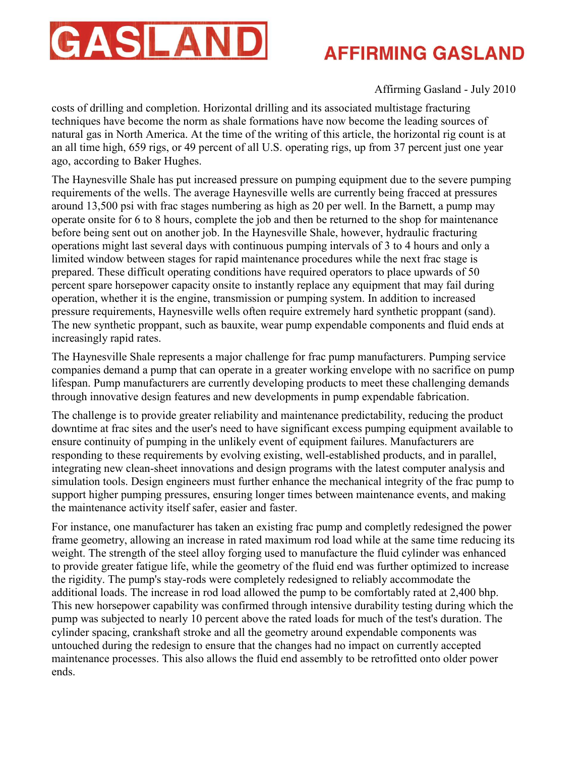costs of drilling and completion. Horizontal drilling and its associated multistage fracturing techniques have become the norm as shale formations have now become the leading sources of natural gas in North America. At the time of the writing of this article, the horizontal rig count is at an all time high, 659 rigs, or 49 percent of all U.S. operating rigs, up from 37 percent just one year ago, according to Baker Hughes.

The Haynesville Shale has put increased pressure on pumping equipment due to the severe pumping requirements of the wells. The average Haynesville wells are currently being fracced at pressures around 13,500 psi with frac stages numbering as high as 20 per well. In the Barnett, a pump may operate onsite for 6 to 8 hours, complete the job and then be returned to the shop for maintenance before being sent out on another job. In the Haynesville Shale, however, hydraulic fracturing operations might last several days with continuous pumping intervals of 3 to 4 hours and only a limited window between stages for rapid maintenance procedures while the next frac stage is prepared. These difficult operating conditions have required operators to place upwards of 50 percent spare horsepower capacity onsite to instantly replace any equipment that may fail during operation, whether it is the engine, transmission or pumping system. In addition to increased pressure requirements, Haynesville wells often require extremely hard synthetic proppant (sand). The new synthetic proppant, such as bauxite, wear pump expendable components and fluid ends at increasingly rapid rates.

The Haynesville Shale represents a major challenge for frac pump manufacturers. Pumping service companies demand a pump that can operate in a greater working envelope with no sacrifice on pump lifespan. Pump manufacturers are currently developing products to meet these challenging demands through innovative design features and new developments in pump expendable fabrication.

The challenge is to provide greater reliability and maintenance predictability, reducing the product downtime at frac sites and the user's need to have significant excess pumping equipment available to ensure continuity of pumping in the unlikely event of equipment failures. Manufacturers are responding to these requirements by evolving existing, well-established products, and in parallel, integrating new clean-sheet innovations and design programs with the latest computer analysis and simulation tools. Design engineers must further enhance the mechanical integrity of the frac pump to support higher pumping pressures, ensuring longer times between maintenance events, and making the maintenance activity itself safer, easier and faster.

For instance, one manufacturer has taken an existing frac pump and completly redesigned the power frame geometry, allowing an increase in rated maximum rod load while at the same time reducing its weight. The strength of the steel alloy forging used to manufacture the fluid cylinder was enhanced to provide greater fatigue life, while the geometry of the fluid end was further optimized to increase the rigidity. The pump's stay-rods were completely redesigned to reliably accommodate the additional loads. The increase in rod load allowed the pump to be comfortably rated at 2,400 bhp. This new horsepower capability was confirmed through intensive durability testing during which the pump was subjected to nearly 10 percent above the rated loads for much of the test's duration. The cylinder spacing, crankshaft stroke and all the geometry around expendable components was untouched during the redesign to ensure that the changes had no impact on currently accepted maintenance processes. This also allows the fluid end assembly to be retrofitted onto older power ends.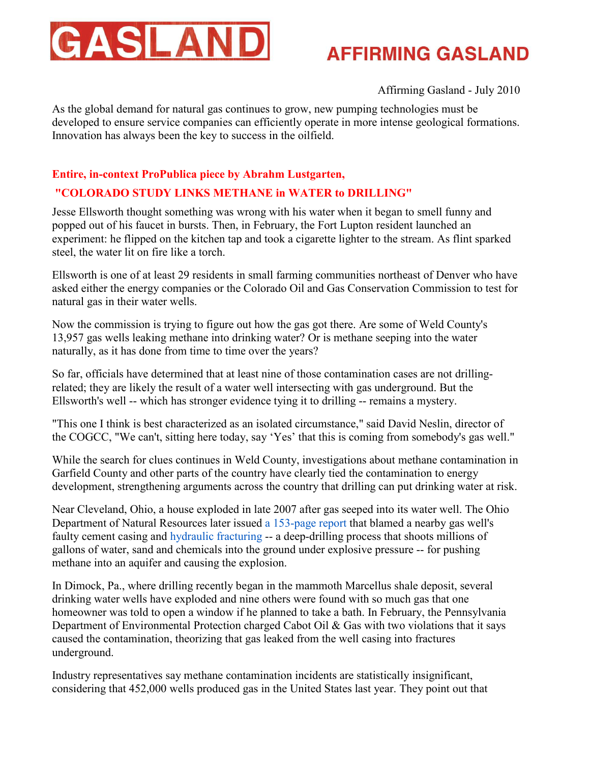Affirming Gasland - July 2010

As the global demand for natural gas continues to grow, new pumping technologies must be developed to ensure service companies can efficiently operate in more intense geological formations. Innovation has always been the key to success in the oilfield.

**Entire, in-context ProPublica piece by Abrahm Lustgarten,**

**"COLORADO STUDY LINKS METHANE in WATER to DRILLING"**

Jesse Ellsworth thought something was wrong with his water when it began to smell funny and popped out of his faucet in bursts. Then, in February, the Fort Lupton resident launched an experiment: he flipped on the kitchen tap and took a cigarette lighter to the stream. As flint sparked steel, the water lit on fire like a torch.

Ellsworth is one of at least 29 residents in small farming communities northeast of Denver who have asked either the energy companies or the Colorado Oil and Gas Conservation Commission to test for natural gas in their water wells.

Now the commission is trying to figure out how the gas got there. Are some of Weld County's 13,957 gas wells leaking methane into drinking water? Or is methane seeping into the water naturally, as it has done from time to time over the years?

So far, officials have determined that at least nine of those contamination cases are not drilling-related; they are likely the result of a water well intersecting with gas underground. But the Ellsworth's well -- which has stronger evidence tying it to drilling -- remains a mystery.

"This one I think is best characterized as an isolated circumstance," said David Neslin, director of the COGCC, "We can't, sitting here today, say 'Yes' that this is coming from somebody's gas well."

While the search for clues continues in Weld County, investigations about methane contamination in Garfield County and other parts of the country have clearly tied the contamination to energy development, strengthening arguments across the country that drilling can put drinking water at risk.

Near Cleveland, Ohio, a house exploded in late 2007 after gas seeped into its water well. The Ohio Department of Natural Resources later issued a 153-page report that blamed a nearby gas well's faulty cement casing and hydraulic fracturing -- a deep-drilling process that shoots millions of gallons of water, sand and chemicals into the ground under explosive pressure -- for pushing methane into an aquifer and causing the explosion.

In Dimock, Pa., where drilling recently began in the mammoth Marcellus shale deposit, several drinking water wells have exploded and nine others were found with so much gas that one homeowner was told to open a window if he planned to take a bath. In February, the Pennsylvania Department of Environmental Protection charged Cabot Oil & Gas with two violations that it says caused the contamination, theorizing that gas leaked from the well casing into fractures underground.

Industry representatives say methane contamination incidents are statistically insignificant, considering that 452,000 wells produced gas in the United States last year. They point out that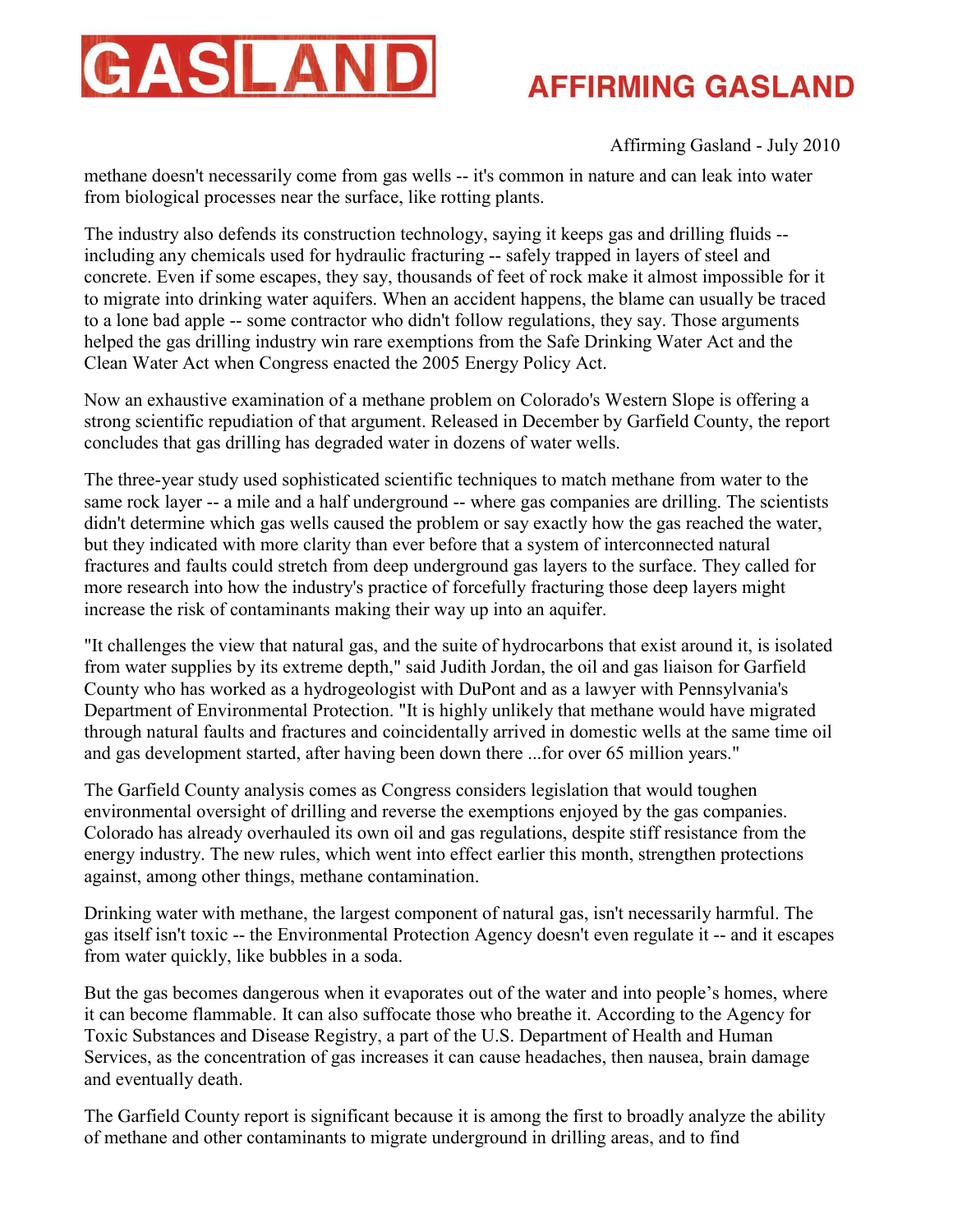methane doesn't necessarily come from gas wells -- it's common in nature and can leak into water from biological processes near the surface, like rotting plants.

The industry also defends its construction technology, saying it keeps gas and drilling fluids -- including any chemicals used for hydraulic fracturing -- safely trapped in layers of steel and concrete. Even if some escapes, they say, thousands of feet of rock make it almost impossible for it to migrate into drinking water aquifers. When an accident happens, the blame can usually be traced to a lone bad apple -- some contractor who didn't follow regulations, they say. Those arguments helped the gas drilling industry win rare exemptions from the Safe Drinking Water Act and the Clean Water Act when Congress enacted the 2005 Energy Policy Act.

Now an exhaustive examination of a methane problem on Colorado's Western Slope is offering a strong scientific repudiation of that argument. Released in December by Garfield County, the report concludes that gas drilling has degraded water in dozens of water wells.

The three-year study used sophisticated scientific techniques to match methane from water to the same rock layer -- a mile and a half underground -- where gas companies are drilling. The scientists didn't determine which gas wells caused the problem or say exactly how the gas reached the water, but they indicated with more clarity than ever before that a system of interconnected natural fractures and faults could stretch from deep underground gas layers to the surface. They called for more research into how the industry's practice of forcefully fracturing those deep layers might increase the risk of contaminants making their way up into an aquifer.

"It challenges the view that natural gas, and the suite of hydrocarbons that exist around it, is isolated from water supplies by its extreme depth," said Judith Jordan, the oil and gas liaison for Garfield County who has worked as a hydrogeologist with DuPont and as a lawyer with Pennsylvania's Department of Environmental Protection. "It is highly unlikely that methane would have migrated through natural faults and fractures and coincidentally arrived in domestic wells at the same time oil and gas development started, after having been down there ...for over 65 million years."

The Garfield County analysis comes as Congress considers legislation that would toughen environmental oversight of drilling and reverse the exemptions enjoyed by the gas companies. Colorado has already overhauled its own oil and gas regulations, despite stiff resistance from the energy industry. The new rules, which went into effect earlier this month, strengthen protections against, among other things, methane contamination.

Drinking water with methane, the largest component of natural gas, isn't necessarily harmful. The gas itself isn't toxic -- the Environmental Protection Agency doesn't even regulate it -- and it escapes from water quickly, like bubbles in a soda.

But the gas becomes dangerous when it evaporates out of the water and into people's homes, where it can become flammable. It can also suffocate those who breathe it. According to the Agency for Toxic Substances and Disease Registry, a part of the U.S. Department of Health and Human Services, as the concentration of gas increases it can cause headaches, then nausea, brain damage and eventually death.

The Garfield County report is significant because it is among the first to broadly analyze the ability of methane and other contaminants to migrate underground in drilling areas, and to find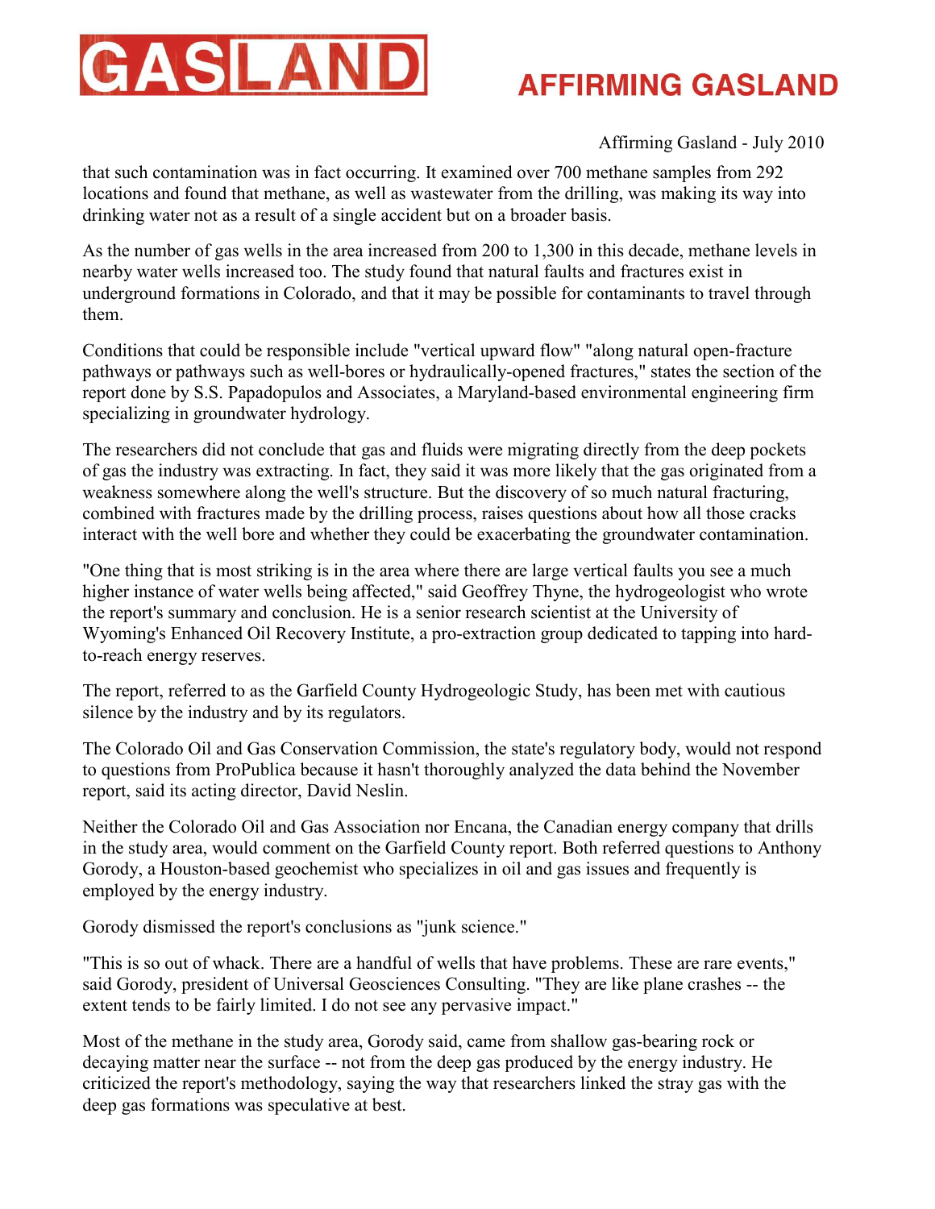that such contamination was in fact occurring. It examined over 700 methane samples from 292 locations and found that methane, as well as wastewater from the drilling, was making its way into drinking water not as a result of a single accident but on a broader basis.

As the number of gas wells in the area increased from 200 to 1,300 in this decade, methane levels in nearby water wells increased too. The study found that natural faults and fractures exist in underground formations in Colorado, and that it may be possible for contaminants to travel through them.

Conditions that could be responsible include "vertical upward flow" "along natural open-fracture pathways or pathways such as well-bores or hydraulically-opened fractures," states the section of the report done by S.S. Papadopulos and Associates, a Maryland-based environmental engineering firm specializing in groundwater hydrology.

The researchers did not conclude that gas and fluids were migrating directly from the deep pockets of gas the industry was extracting. In fact, they said it was more likely that the gas originated from a weakness somewhere along the well's structure. But the discovery of so much natural fracturing, combined with fractures made by the drilling process, raises questions about how all those cracks interact with the well bore and whether they could be exacerbating the groundwater contamination.

"One thing that is most striking is in the area where there are large vertical faults you see a much higher instance of water wells being affected," said Geoffrey Thyne, the hydrogeologist who wrote the report's summary and conclusion. He is a senior research scientist at the University of Wyoming's Enhanced Oil Recovery Institute, a pro-extraction group dedicated to tapping into hard-to-reach energy reserves.

The report, referred to as the Garfield County Hydrogeologic Study, has been met with cautious silence by the industry and by its regulators.

The Colorado Oil and Gas Conservation Commission, the state's regulatory body, would not respond to questions from ProPublica because it hasn't thoroughly analyzed the data behind the November report, said its acting director, David Neslin.

Neither the Colorado Oil and Gas Association nor Encana, the Canadian energy company that drills in the study area, would comment on the Garfield County report. Both referred questions to Anthony Gorody, a Houston-based geochemist who specializes in oil and gas issues and frequently is employed by the energy industry.

Gorody dismissed the report's conclusions as "junk science."

"This is so out of whack. There are a handful of wells that have problems. These are rare events," said Gorody, president of Universal Geosciences Consulting. "They are like plane crashes -- the extent tends to be fairly limited. I do not see any pervasive impact."

Most of the methane in the study area, Gorody said, came from shallow gas-bearing rock or decaying matter near the surface -- not from the deep gas produced by the energy industry. He criticized the report's methodology, saying the way that researchers linked the stray gas with the deep gas formations was speculative at best.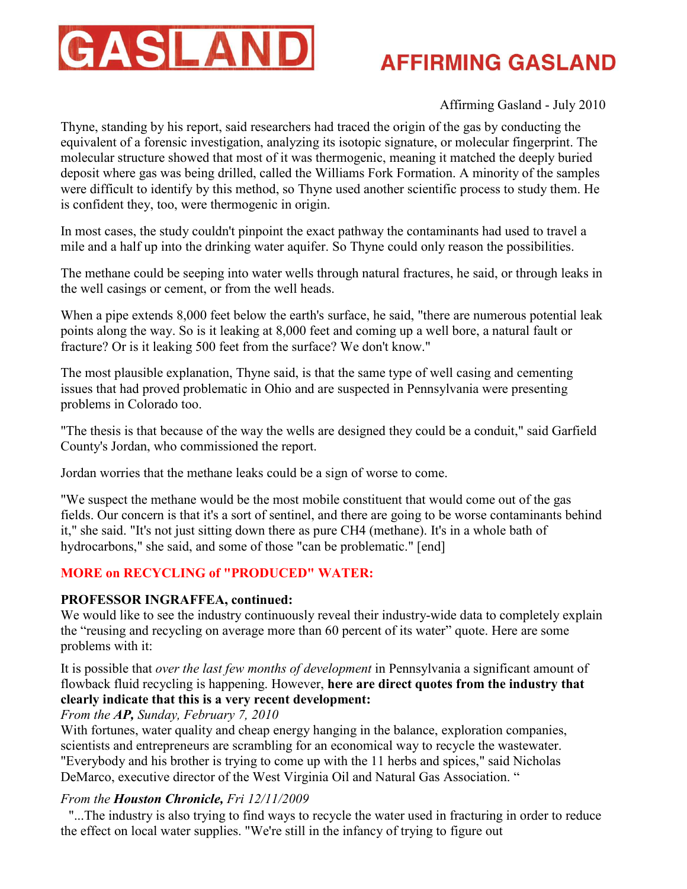Thyne, standing by his report, said researchers had traced the origin of the gas by conducting the equivalent of a forensic investigation, analyzing its isotopic signature, or molecular fingerprint. The molecular structure showed that most of it was thermogenic, meaning it matched the deeply buried deposit where gas was being drilled, called the Williams Fork Formation. A minority of the samples were difficult to identify by this method, so Thyne used another scientific process to study them. He is confident they, too, were thermogenic in origin.

In most cases, the study couldn't pinpoint the exact pathway the contaminants had used to travel a mile and a half up into the drinking water aquifer. So Thyne could only reason the possibilities.

The methane could be seeping into water wells through natural fractures, he said, or through leaks in the well casings or cement, or from the well heads.

When a pipe extends 8,000 feet below the earth's surface, he said, "there are numerous potential leak points along the way. So is it leaking at 8,000 feet and coming up a well bore, a natural fault or fracture? Or is it leaking 500 feet from the surface? We don't know."

The most plausible explanation, Thyne said, is that the same type of well casing and cementing issues that had proved problematic in Ohio and are suspected in Pennsylvania were presenting problems in Colorado too.

"The thesis is that because of the way the wells are designed they could be a conduit," said Garfield County's Jordan, who commissioned the report.

Jordan worries that the methane leaks could be a sign of worse to come.

"We suspect the methane would be the most mobile constituent that would come out of the gas fields. Our concern is that it's a sort of sentinel, and there are going to be worse contaminants behind it," she said. "It's not just sitting down there as pure CH4 (methane). It's in a whole bath of hydrocarbons," she said, and some of those "can be problematic." [end]

**MORE on RECYCLING of "PRODUCED" WATER:**

**PROFESSOR INGRAFFEA, continued:**
We would like to see the industry continuously reveal their industry-wide data to completely explain the "reusing and recycling on average more than 60 percent of its water" quote. Here are some problems with it:

It is possible that *over the last few months of development* in Pennsylvania a significant amount of flowback fluid recycling is happening. However, **here are direct quotes from the industry that clearly indicate that this is a very recent development:**

*From the **AP,** Sunday, February 7, 2010*
With fortunes, water quality and cheap energy hanging in the balance, exploration companies, scientists and entrepreneurs are scrambling for an economical way to recycle the wastewater. "Everybody and his brother is trying to come up with the 11 herbs and spices," said Nicholas DeMarco, executive director of the West Virginia Oil and Natural Gas Association. "

*From the **Houston Chronicle,** Fri 12/11/2009*
"...The industry is also trying to find ways to recycle the water used in fracturing in order to reduce the effect on local water supplies. "We're still in the infancy of trying to figure out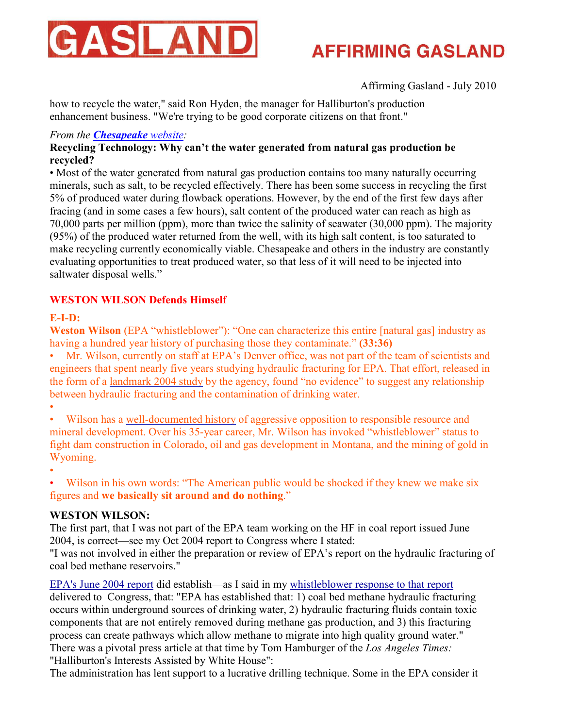how to recycle the water," said Ron Hyden, the manager for Halliburton's production enhancement business. "We're trying to be good corporate citizens on that front."

*From the **Chesapeake** website:*

**Recycling Technology: Why can't the water generated from natural gas production be recycled?**

• Most of the water generated from natural gas production contains too many naturally occurring minerals, such as salt, to be recycled effectively. There has been some success in recycling the first 5% of produced water during flowback operations. However, by the end of the first few days after fracing (and in some cases a few hours), salt content of the produced water can reach as high as 70,000 parts per million (ppm), more than twice the salinity of seawater (30,000 ppm). The majority (95%) of the produced water returned from the well, with its high salt content, is too saturated to make recycling currently economically viable. Chesapeake and others in the industry are constantly evaluating opportunities to treat produced water, so that less of it will need to be injected into saltwater disposal wells."

## WESTON WILSON Defends Himself

**E-I-D:**

**Weston Wilson** (EPA "whistleblower"): "One can characterize this entire [natural gas] industry as having a hundred year history of purchasing those they contaminate." **(33:36)**

- Mr. Wilson, currently on staff at EPA's Denver office, was not part of the team of scientists and engineers that spent nearly five years studying hydraulic fracturing for EPA. That effort, released in the form of a landmark 2004 study by the agency, found "no evidence" to suggest any relationship between hydraulic fracturing and the contamination of drinking water.
- Wilson has a well-documented history of aggressive opposition to responsible resource and mineral development. Over his 35-year career, Mr. Wilson has invoked "whistleblower" status to fight dam construction in Colorado, oil and gas development in Montana, and the mining of gold in Wyoming.
- Wilson in his own words: "The American public would be shocked if they knew we make six figures and **we basically sit around and do nothing**."

**WESTON WILSON:**

The first part, that I was not part of the EPA team working on the HF in coal report issued June 2004, is correct—see my Oct 2004 report to Congress where I stated:

"I was not involved in either the preparation or review of EPA's report on the hydraulic fracturing of coal bed methane reservoirs."

EPA's June 2004 report did establish—as I said in my whistleblower response to that report delivered to Congress, that: "EPA has established that: 1) coal bed methane hydraulic fracturing occurs within underground sources of drinking water, 2) hydraulic fracturing fluids contain toxic components that are not entirely removed during methane gas production, and 3) this fracturing process can create pathways which allow methane to migrate into high quality ground water."

There was a pivotal press article at that time by Tom Hamburger of the *Los Angeles Times:* "Halliburton's Interests Assisted by White House":

The administration has lent support to a lucrative drilling technique. Some in the EPA consider it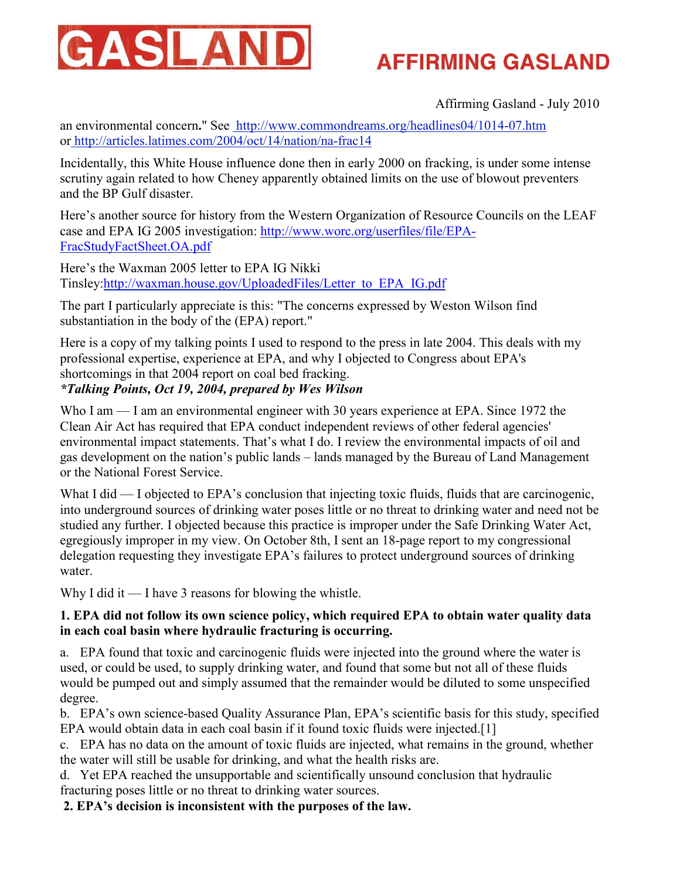an environmental concern**."** See [http://www.commondreams.org/headlines04/1014-07.htm](http://www.commondreams.org/headlines04/1014-07.htm) or [http://articles.latimes.com/2004/oct/14/nation/na-frac14](http://articles.latimes.com/2004/oct/14/nation/na-frac14)

Incidentally, this White House influence done then in early 2000 on fracking, is under some intense scrutiny again related to how Cheney apparently obtained limits on the use of blowout preventers and the BP Gulf disaster.

Here's another source for history from the Western Organization of Resource Councils on the LEAF case and EPA IG 2005 investigation: [http://www.worc.org/userfiles/file/EPA-FracStudyFactSheet.OA.pdf](http://www.worc.org/userfiles/file/EPA-FracStudyFactSheet.OA.pdf)

Here's the Waxman 2005 letter to EPA IG Nikki Tinsley:[http://waxman.house.gov/UploadedFiles/Letter_to_EPA_IG.pdf](http://waxman.house.gov/UploadedFiles/Letter_to_EPA_IG.pdf)

The part I particularly appreciate is this: "The concerns expressed by Weston Wilson find substantiation in the body of the (EPA) report."

Here is a copy of my talking points I used to respond to the press in late 2004. This deals with my professional expertise, experience at EPA, and why I objected to Congress about EPA's shortcomings in that 2004 report on coal bed fracking.

***Talking Points, Oct 19, 2004, prepared by Wes Wilson***

Who I am — I am an environmental engineer with 30 years experience at EPA. Since 1972 the Clean Air Act has required that EPA conduct independent reviews of other federal agencies' environmental impact statements. That's what I do. I review the environmental impacts of oil and gas development on the nation's public lands – lands managed by the Bureau of Land Management or the National Forest Service.

What I did — I objected to EPA's conclusion that injecting toxic fluids, fluids that are carcinogenic, into underground sources of drinking water poses little or no threat to drinking water and need not be studied any further. I objected because this practice is improper under the Safe Drinking Water Act, egregiously improper in my view. On October 8th, I sent an 18-page report to my congressional delegation requesting they investigate EPA's failures to protect underground sources of drinking water.

Why I did it — I have 3 reasons for blowing the whistle.

**1. EPA did not follow its own science policy, which required EPA to obtain water quality data in each coal basin where hydraulic fracturing is occurring.**

a. EPA found that toxic and carcinogenic fluids were injected into the ground where the water is used, or could be used, to supply drinking water, and found that some but not all of these fluids would be pumped out and simply assumed that the remainder would be diluted to some unspecified degree.

b. EPA's own science-based Quality Assurance Plan, EPA's scientific basis for this study, specified EPA would obtain data in each coal basin if it found toxic fluids were injected.[1]

c. EPA has no data on the amount of toxic fluids are injected, what remains in the ground, whether the water will still be usable for drinking, and what the health risks are.

d. Yet EPA reached the unsupportable and scientifically unsound conclusion that hydraulic fracturing poses little or no threat to drinking water sources.

**2. EPA's decision is inconsistent with the purposes of the law.**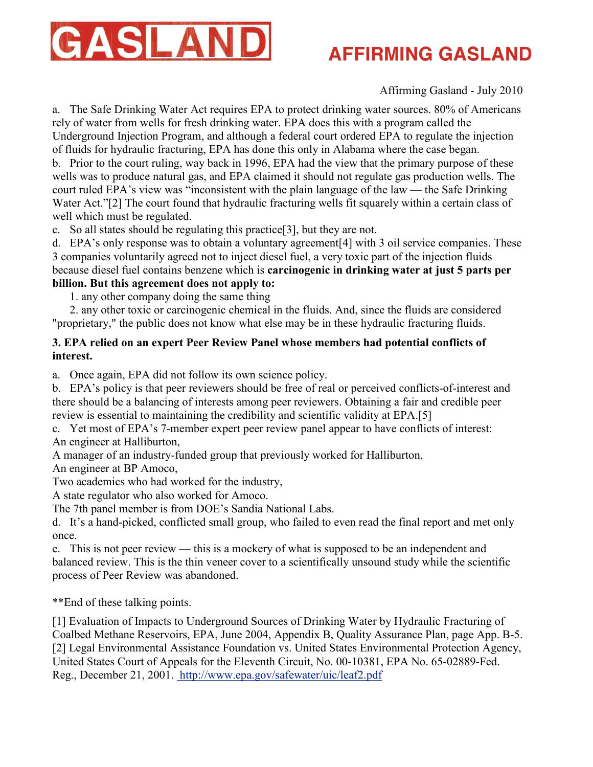a. The Safe Drinking Water Act requires EPA to protect drinking water sources. 80% of Americans rely of water from wells for fresh drinking water. EPA does this with a program called the Underground Injection Program, and although a federal court ordered EPA to regulate the injection of fluids for hydraulic fracturing, EPA has done this only in Alabama where the case began.
b. Prior to the court ruling, way back in 1996, EPA had the view that the primary purpose of these wells was to produce natural gas, and EPA claimed it should not regulate gas production wells. The court ruled EPA's view was "inconsistent with the plain language of the law — the Safe Drinking Water Act."[2] The court found that hydraulic fracturing wells fit squarely within a certain class of well which must be regulated.
c. So all states should be regulating this practice[3], but they are not.
d. EPA's only response was to obtain a voluntary agreement[4] with 3 oil service companies. These 3 companies voluntarily agreed not to inject diesel fuel, a very toxic part of the injection fluids because diesel fuel contains benzene which is **carcinogenic in drinking water at just 5 parts per billion. But this agreement does not apply to:**

1. any other company doing the same thing
2. any other toxic or carcinogenic chemical in the fluids. And, since the fluids are considered "proprietary," the public does not know what else may be in these hydraulic fracturing fluids.

**3. EPA relied on an expert Peer Review Panel whose members had potential conflicts of interest.**

a. Once again, EPA did not follow its own science policy.
b. EPA's policy is that peer reviewers should be free of real or perceived conflicts-of-interest and there should be a balancing of interests among peer reviewers. Obtaining a fair and credible peer review is essential to maintaining the credibility and scientific validity at EPA.[5]
c. Yet most of EPA's 7-member expert peer review panel appear to have conflicts of interest:
An engineer at Halliburton,
A manager of an industry-funded group that previously worked for Halliburton,
An engineer at BP Amoco,
Two academics who had worked for the industry,
A state regulator who also worked for Amoco.
The 7th panel member is from DOE's Sandia National Labs.
d. It's a hand-picked, conflicted small group, who failed to even read the final report and met only once.
e. This is not peer review — this is a mockery of what is supposed to be an independent and balanced review. This is the thin veneer cover to a scientifically unsound study while the scientific process of Peer Review was abandoned.

**End of these talking points.

[1] Evaluation of Impacts to Underground Sources of Drinking Water by Hydraulic Fracturing of Coalbed Methane Reservoirs, EPA, June 2004, Appendix B, Quality Assurance Plan, page App. B-5.
[2] Legal Environmental Assistance Foundation vs. United States Environmental Protection Agency, United States Court of Appeals for the Eleventh Circuit, No. 00-10381, EPA No. 65-02889-Fed. Reg., December 21, 2001. http://www.epa.gov/safewater/uic/leaf2.pdf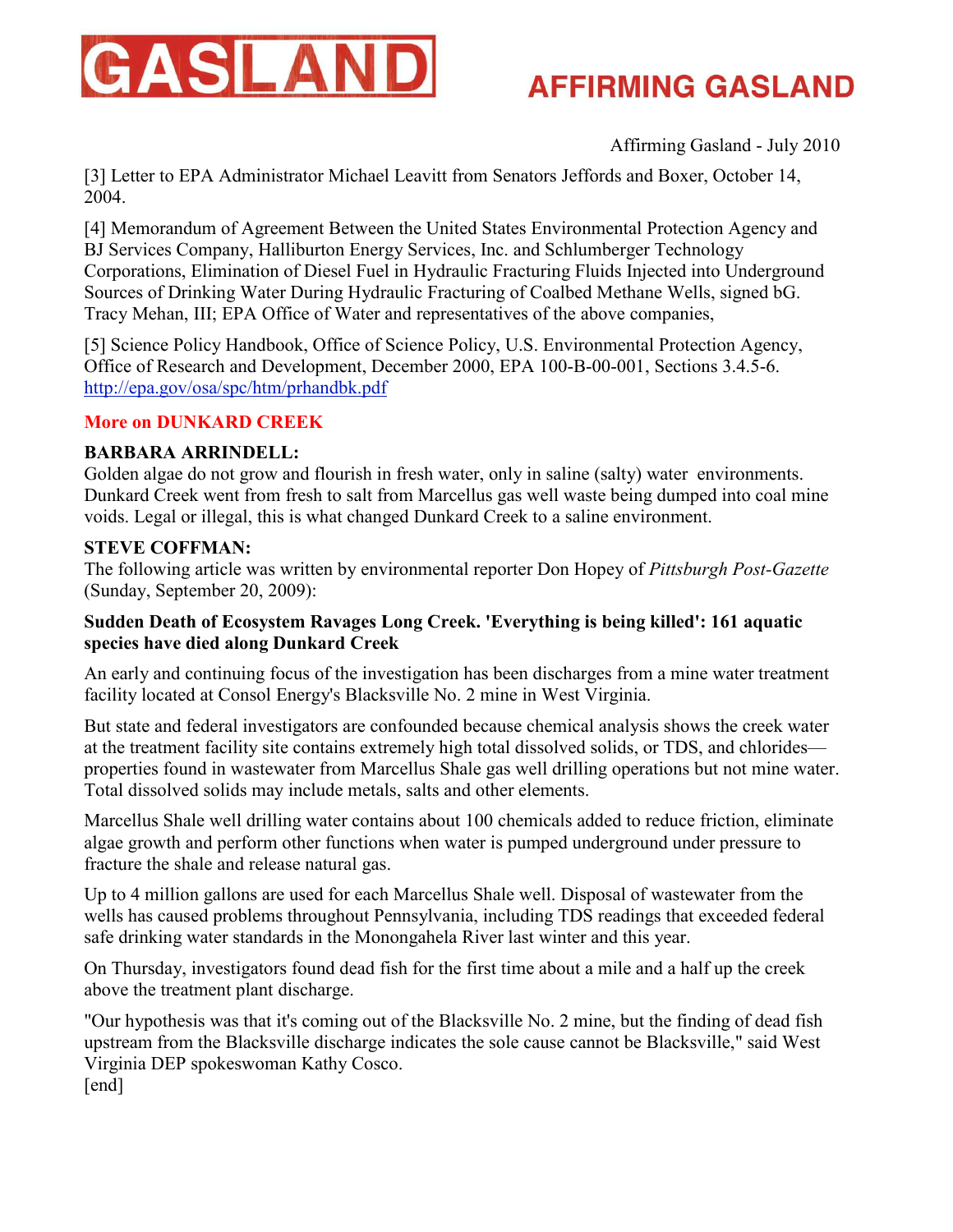[3] Letter to EPA Administrator Michael Leavitt from Senators Jeffords and Boxer, October 14, 2004.

[4] Memorandum of Agreement Between the United States Environmental Protection Agency and BJ Services Company, Halliburton Energy Services, Inc. and Schlumberger Technology Corporations, Elimination of Diesel Fuel in Hydraulic Fracturing Fluids Injected into Underground Sources of Drinking Water During Hydraulic Fracturing of Coalbed Methane Wells, signed bG. Tracy Mehan, III; EPA Office of Water and representatives of the above companies,

[5] Science Policy Handbook, Office of Science Policy, U.S. Environmental Protection Agency, Office of Research and Development, December 2000, EPA 100-B-00-001, Sections 3.4.5-6. http://epa.gov/osa/spc/htm/prhandbk.pdf

## More on DUNKARD CREEK

**BARBARA ARRINDELL:**
Golden algae do not grow and flourish in fresh water, only in saline (salty) water environments. Dunkard Creek went from fresh to salt from Marcellus gas well waste being dumped into coal mine voids. Legal or illegal, this is what changed Dunkard Creek to a saline environment.

**STEVE COFFMAN:**
The following article was written by environmental reporter Don Hopey of *Pittsburgh Post-Gazette* (Sunday, September 20, 2009):

**Sudden Death of Ecosystem Ravages Long Creek. 'Everything is being killed': 161 aquatic species have died along Dunkard Creek**

An early and continuing focus of the investigation has been discharges from a mine water treatment facility located at Consol Energy's Blacksville No. 2 mine in West Virginia.

But state and federal investigators are confounded because chemical analysis shows the creek water at the treatment facility site contains extremely high total dissolved solids, or TDS, and chlorides—properties found in wastewater from Marcellus Shale gas well drilling operations but not mine water. Total dissolved solids may include metals, salts and other elements.

Marcellus Shale well drilling water contains about 100 chemicals added to reduce friction, eliminate algae growth and perform other functions when water is pumped underground under pressure to fracture the shale and release natural gas.

Up to 4 million gallons are used for each Marcellus Shale well. Disposal of wastewater from the wells has caused problems throughout Pennsylvania, including TDS readings that exceeded federal safe drinking water standards in the Monongahela River last winter and this year.

On Thursday, investigators found dead fish for the first time about a mile and a half up the creek above the treatment plant discharge.

"Our hypothesis was that it's coming out of the Blacksville No. 2 mine, but the finding of dead fish upstream from the Blacksville discharge indicates the sole cause cannot be Blacksville," said West Virginia DEP spokeswoman Kathy Cosco.
[end]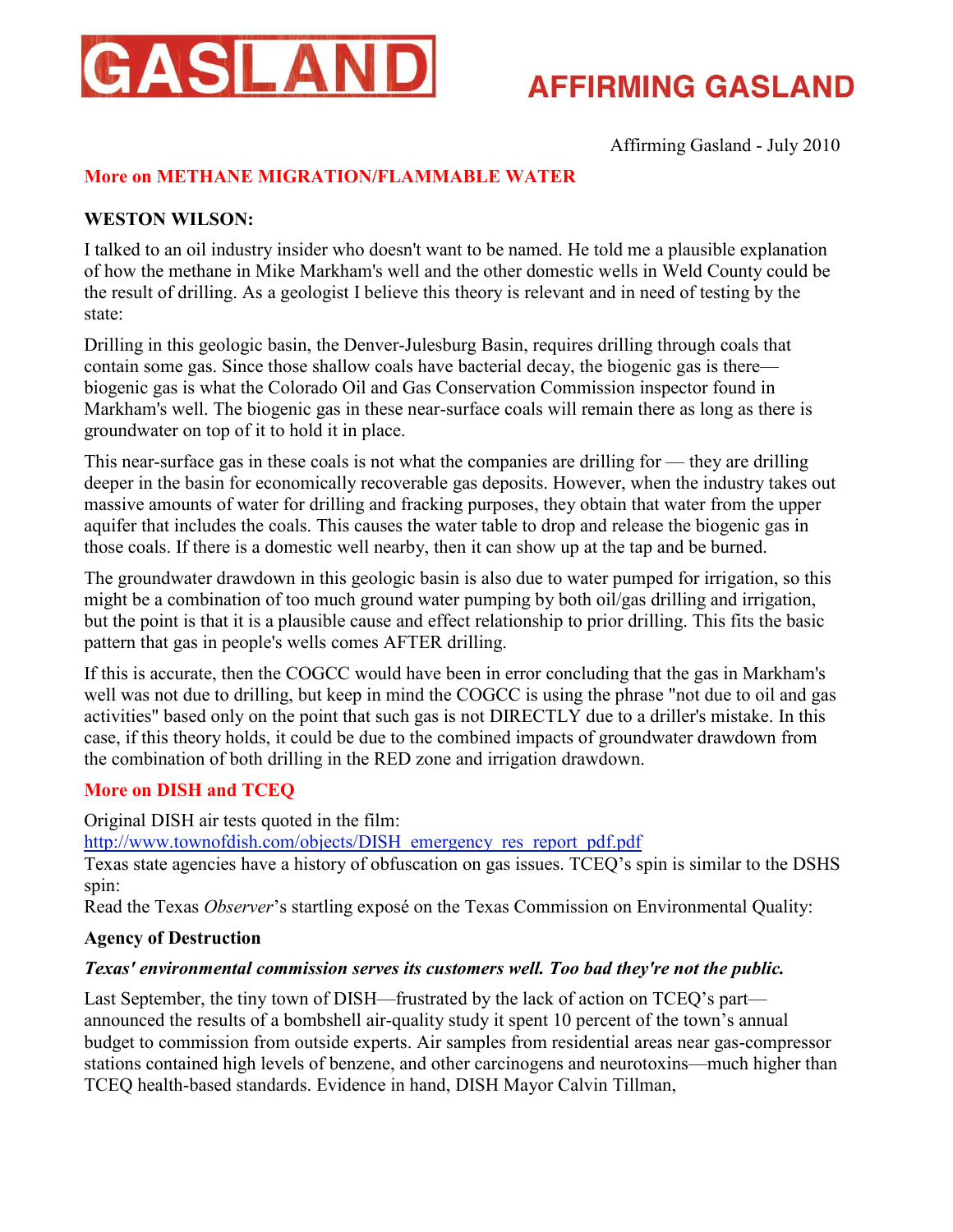Affirming Gasland - July 2010

## More on METHANE MIGRATION/FLAMMABLE WATER

**WESTON WILSON:**

I talked to an oil industry insider who doesn't want to be named. He told me a plausible explanation of how the methane in Mike Markham's well and the other domestic wells in Weld County could be the result of drilling. As a geologist I believe this theory is relevant and in need of testing by the state:

Drilling in this geologic basin, the Denver-Julesburg Basin, requires drilling through coals that contain some gas. Since those shallow coals have bacterial decay, the biogenic gas is there—biogenic gas is what the Colorado Oil and Gas Conservation Commission inspector found in Markham's well. The biogenic gas in these near-surface coals will remain there as long as there is groundwater on top of it to hold it in place.

This near-surface gas in these coals is not what the companies are drilling for — they are drilling deeper in the basin for economically recoverable gas deposits. However, when the industry takes out massive amounts of water for drilling and fracking purposes, they obtain that water from the upper aquifer that includes the coals. This causes the water table to drop and release the biogenic gas in those coals. If there is a domestic well nearby, then it can show up at the tap and be burned.

The groundwater drawdown in this geologic basin is also due to water pumped for irrigation, so this might be a combination of too much ground water pumping by both oil/gas drilling and irrigation, but the point is that it is a plausible cause and effect relationship to prior drilling. This fits the basic pattern that gas in people's wells comes AFTER drilling.

If this is accurate, then the COGCC would have been in error concluding that the gas in Markham's well was not due to drilling, but keep in mind the COGCC is using the phrase "not due to oil and gas activities" based only on the point that such gas is not DIRECTLY due to a driller's mistake. In this case, if this theory holds, it could be due to the combined impacts of groundwater drawdown from the combination of both drilling in the RED zone and irrigation drawdown.

## More on DISH and TCEQ

Original DISH air tests quoted in the film:
http://www.townofdish.com/objects/DISH_emergency_res_report_pdf.pdf
Texas state agencies have a history of obfuscation on gas issues. TCEQ's spin is similar to the DSHS spin:
Read the Texas *Observer*'s startling exposé on the Texas Commission on Environmental Quality:

**Agency of Destruction**

***Texas' environmental commission serves its customers well. Too bad they're not the public.***

Last September, the tiny town of DISH—frustrated by the lack of action on TCEQ's part—announced the results of a bombshell air-quality study it spent 10 percent of the town's annual budget to commission from outside experts. Air samples from residential areas near gas-compressor stations contained high levels of benzene, and other carcinogens and neurotoxins—much higher than TCEQ health-based standards. Evidence in hand, DISH Mayor Calvin Tillman,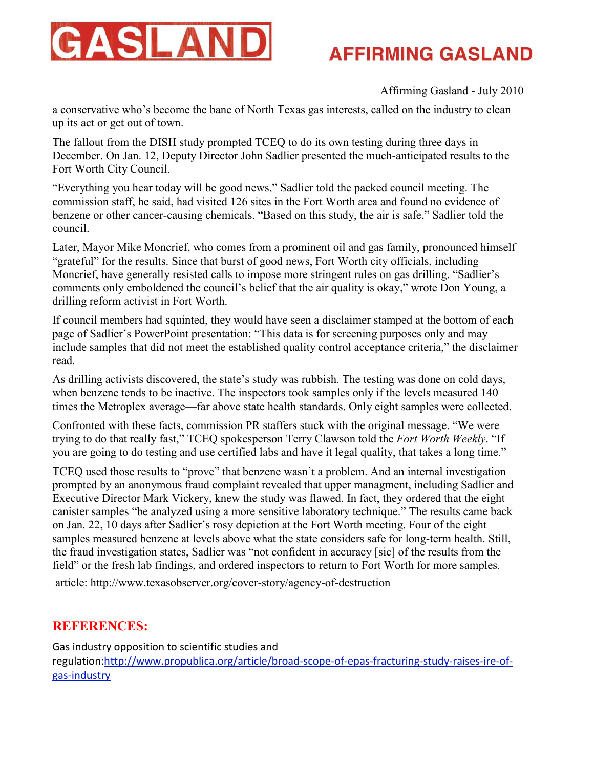a conservative who's become the bane of North Texas gas interests, called on the industry to clean up its act or get out of town.

The fallout from the DISH study prompted TCEQ to do its own testing during three days in December. On Jan. 12, Deputy Director John Sadlier presented the much-anticipated results to the Fort Worth City Council.

"Everything you hear today will be good news," Sadlier told the packed council meeting. The commission staff, he said, had visited 126 sites in the Fort Worth area and found no evidence of benzene or other cancer-causing chemicals. "Based on this study, the air is safe," Sadlier told the council.

Later, Mayor Mike Moncrief, who comes from a prominent oil and gas family, pronounced himself "grateful" for the results. Since that burst of good news, Fort Worth city officials, including Moncrief, have generally resisted calls to impose more stringent rules on gas drilling. "Sadlier's comments only emboldened the council's belief that the air quality is okay," wrote Don Young, a drilling reform activist in Fort Worth.

If council members had squinted, they would have seen a disclaimer stamped at the bottom of each page of Sadlier's PowerPoint presentation: "This data is for screening purposes only and may include samples that did not meet the established quality control acceptance criteria," the disclaimer read.

As drilling activists discovered, the state's study was rubbish. The testing was done on cold days, when benzene tends to be inactive. The inspectors took samples only if the levels measured 140 times the Metroplex average—far above state health standards. Only eight samples were collected.

Confronted with these facts, commission PR staffers stuck with the original message. "We were trying to do that really fast," TCEQ spokesperson Terry Clawson told the *Fort Worth Weekly*. "If you are going to do testing and use certified labs and have it legal quality, that takes a long time."

TCEQ used those results to "prove" that benzene wasn't a problem. And an internal investigation prompted by an anonymous fraud complaint revealed that upper managment, including Sadlier and Executive Director Mark Vickery, knew the study was flawed. In fact, they ordered that the eight canister samples "be analyzed using a more sensitive laboratory technique." The results came back on Jan. 22, 10 days after Sadlier's rosy depiction at the Fort Worth meeting. Four of the eight samples measured benzene at levels above what the state considers safe for long-term health. Still, the fraud investigation states, Sadlier was "not confident in accuracy [sic] of the results from the field" or the fresh lab findings, and ordered inspectors to return to Fort Worth for more samples.

article: http://www.texasobserver.org/cover-story/agency-of-destruction

## REFERENCES:

Gas industry opposition to scientific studies and regulation:http://www.propublica.org/article/broad-scope-of-epas-fracturing-study-raises-ire-of-gas-industry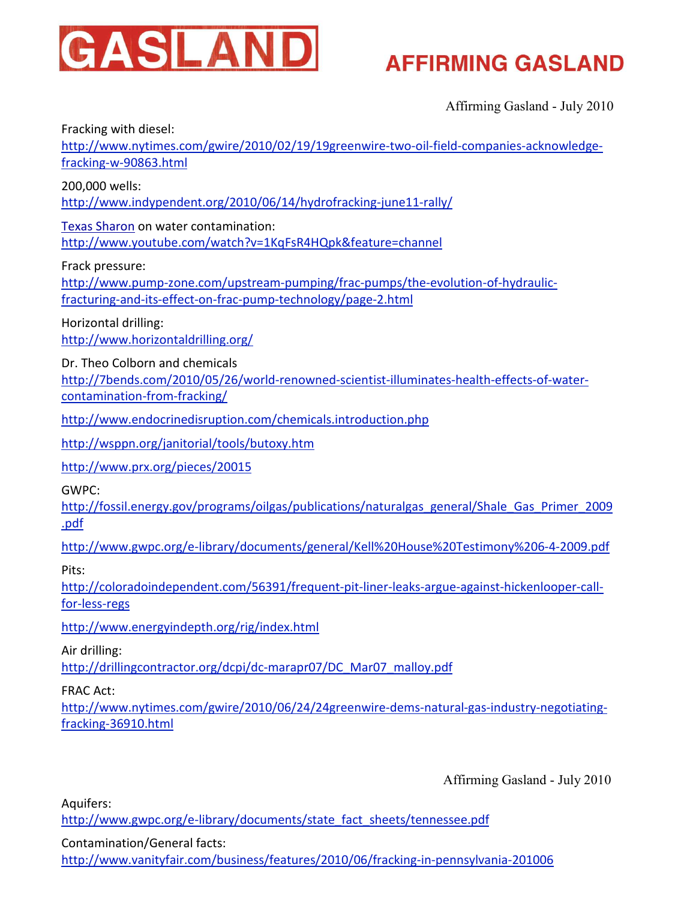Fracking with diesel:
http://www.nytimes.com/gwire/2010/02/19/19greenwire-two-oil-field-companies-acknowledge-fracking-w-90863.html

200,000 wells:
http://www.indypendent.org/2010/06/14/hydrofracking-june11-rally/

Texas Sharon on water contamination:
http://www.youtube.com/watch?v=1KqFsR4HQpk&feature=channel

Frack pressure:
http://www.pump-zone.com/upstream-pumping/frac-pumps/the-evolution-of-hydraulic-fracturing-and-its-effect-on-frac-pump-technology/page-2.html

Horizontal drilling:
http://www.horizontaldrilling.org/

Dr. Theo Colborn and chemicals
http://7bends.com/2010/05/26/world-renowned-scientist-illuminates-health-effects-of-water-contamination-from-fracking/

http://www.endocrinedisruption.com/chemicals.introduction.php

http://wsppn.org/janitorial/tools/butoxy.htm

http://www.prx.org/pieces/20015

GWPC:
http://fossil.energy.gov/programs/oilgas/publications/naturalgas_general/Shale_Gas_Primer_2009.pdf

http://www.gwpc.org/e-library/documents/general/Kell%20House%20Testimony%206-4-2009.pdf

Pits:
http://coloradoindependent.com/56391/frequent-pit-liner-leaks-argue-against-hickenlooper-call-for-less-regs

http://www.energyindepth.org/rig/index.html

Air drilling:
http://drillingcontractor.org/dcpi/dc-marapr07/DC_Mar07_malloy.pdf

FRAC Act:
http://www.nytimes.com/gwire/2010/06/24/24greenwire-dems-natural-gas-industry-negotiating-fracking-36910.html

Aquifers:
http://www.gwpc.org/e-library/documents/state_fact_sheets/tennessee.pdf

Contamination/General facts:
http://www.vanityfair.com/business/features/2010/06/fracking-in-pennsylvania-201006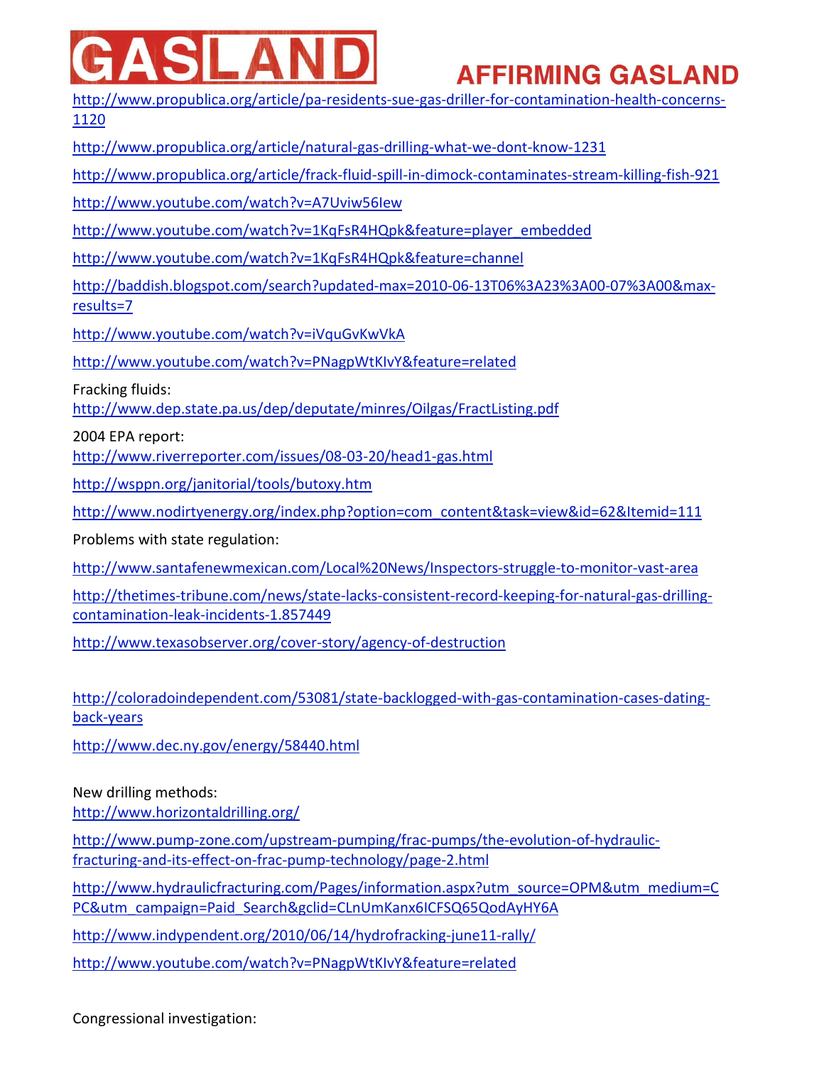http://www.propublica.org/article/pa-residents-sue-gas-driller-for-contamination-health-concerns-1120

http://www.propublica.org/article/natural-gas-drilling-what-we-dont-know-1231

http://www.propublica.org/article/frack-fluid-spill-in-dimock-contaminates-stream-killing-fish-921

http://www.youtube.com/watch?v=A7Uviw56Iew

http://www.youtube.com/watch?v=1KqFsR4HQpk&feature=player_embedded

http://www.youtube.com/watch?v=1KqFsR4HQpk&feature=channel

http://baddish.blogspot.com/search?updated-max=2010-06-13T06%3A23%3A00-07%3A00&max-results=7

http://www.youtube.com/watch?v=iVquGvKwVkA

http://www.youtube.com/watch?v=PNagpWtKIvY&feature=related

Fracking fluids:
http://www.dep.state.pa.us/dep/deputate/minres/Oilgas/FractListing.pdf

2004 EPA report:
http://www.riverreporter.com/issues/08-03-20/head1-gas.html

http://wsppn.org/janitorial/tools/butoxy.htm

http://www.nodirtyenergy.org/index.php?option=com_content&task=view&id=62&Itemid=111

Problems with state regulation:

http://www.santafenewmexican.com/Local%20News/Inspectors-struggle-to-monitor-vast-area

http://thetimes-tribune.com/news/state-lacks-consistent-record-keeping-for-natural-gas-drilling-contamination-leak-incidents-1.857449

http://www.texasobserver.org/cover-story/agency-of-destruction

http://coloradoindependent.com/53081/state-backlogged-with-gas-contamination-cases-dating-back-years

http://www.dec.ny.gov/energy/58440.html

New drilling methods:
http://www.horizontaldrilling.org/

http://www.pump-zone.com/upstream-pumping/frac-pumps/the-evolution-of-hydraulic-fracturing-and-its-effect-on-frac-pump-technology/page-2.html

http://www.hydraulicfracturing.com/Pages/information.aspx?utm_source=OPM&utm_medium=CPC&utm_campaign=Paid_Search&gclid=CLnUmKanx6ICFSQ65QodAyHY6A

http://www.indypendent.org/2010/06/14/hydrofracking-june11-rally/

http://www.youtube.com/watch?v=PNagpWtKIvY&feature=related

Congressional investigation: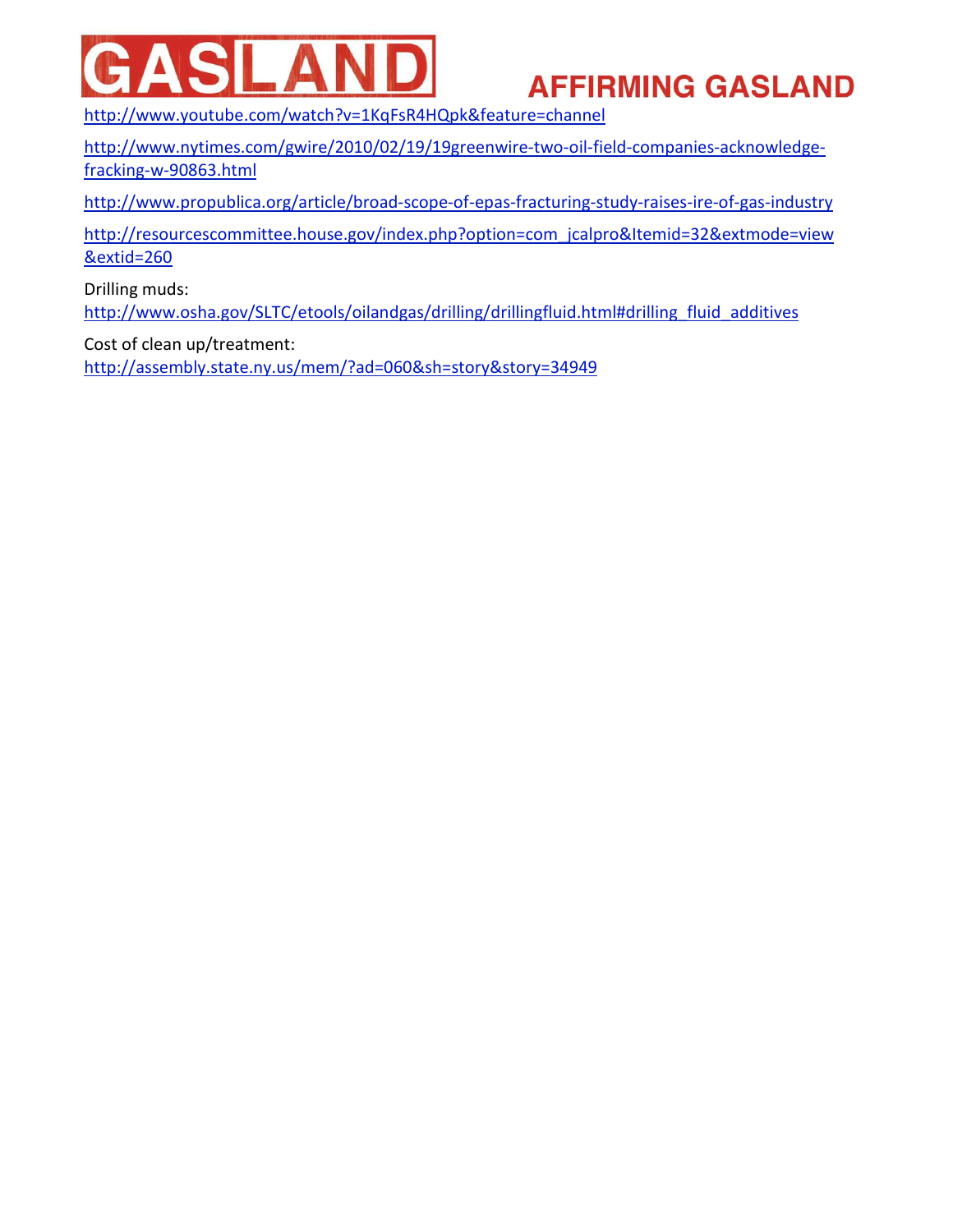http://www.youtube.com/watch?v=1KqFsR4HQpk&feature=channel

http://www.nytimes.com/gwire/2010/02/19/19greenwire-two-oil-field-companies-acknowledge-fracking-w-90863.html

http://www.propublica.org/article/broad-scope-of-epas-fracturing-study-raises-ire-of-gas-industry

http://resourcescommittee.house.gov/index.php?option=com_jcalpro&Itemid=32&extmode=view&extid=260

Drilling muds:
http://www.osha.gov/SLTC/etools/oilandgas/drilling/drillingfluid.html#drilling_fluid_additives

Cost of clean up/treatment:
http://assembly.state.ny.us/mem/?ad=060&sh=story&story=34949